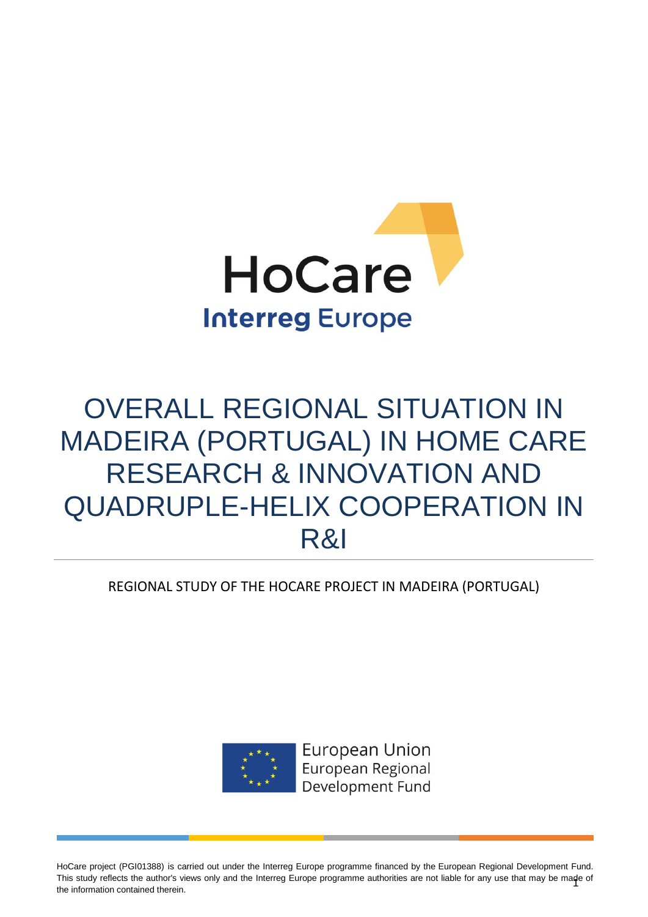HoCare

Interreg Europe

# OVERALL REGIONAL SITUATION IN MADEIRA (PORTUGAL) IN HOME CARE RESEARCH & INNOVATION AND QUADRUPLE-HELIX COOPERATION IN R&I

REGIONAL STUDY OF THE HOCARE PROJECT IN MADEIRA (PORTUGAL)

European Union
European Regional Development Fund

HoCare project (PGI01388) is carried out under the Interreg Europe programme financed by the European Regional Development Fund. This study reflects the author's views only and the Interreg Europe programme authorities are not liable for any use that may be made of the information contained therein.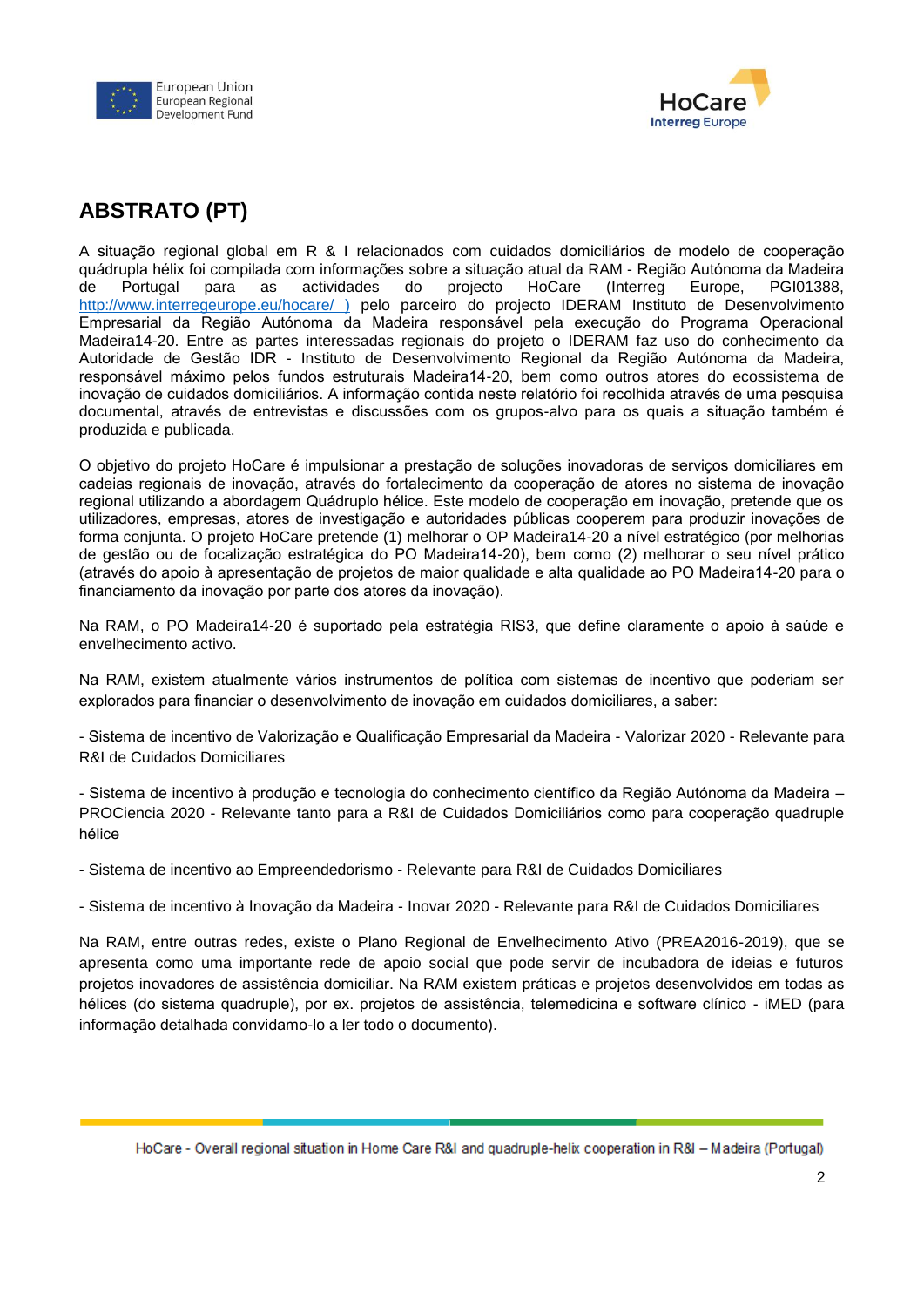# ABSTRATO (PT)

A situação regional global em R & I relacionados com cuidados domiciliários de modelo de cooperação quádrupla hélix foi compilada com informações sobre a situação atual da RAM - Região Autónoma da Madeira de Portugal para as actividades do projecto HoCare (Interreg Europe, PGI01388, http://www.interregeurope.eu/hocare/ ) pelo parceiro do projecto IDERAM Instituto de Desenvolvimento Empresarial da Região Autónoma da Madeira responsável pela execução do Programa Operacional Madeira14-20. Entre as partes interessadas regionais do projeto o IDERAM faz uso do conhecimento da Autoridade de Gestão IDR - Instituto de Desenvolvimento Regional da Região Autónoma da Madeira, responsável máximo pelos fundos estruturais Madeira14-20, bem como outros atores do ecossistema de inovação de cuidados domiciliários. A informação contida neste relatório foi recolhida através de uma pesquisa documental, através de entrevistas e discussões com os grupos-alvo para os quais a situação também é produzida e publicada.

O objetivo do projeto HoCare é impulsionar a prestação de soluções inovadoras de serviços domiciliares em cadeias regionais de inovação, através do fortalecimento da cooperação de atores no sistema de inovação regional utilizando a abordagem Quádruplo hélice. Este modelo de cooperação em inovação, pretende que os utilizadores, empresas, atores de investigação e autoridades públicas cooperem para produzir inovações de forma conjunta. O projeto HoCare pretende (1) melhorar o OP Madeira14-20 a nível estratégico (por melhorias de gestão ou de focalização estratégica do PO Madeira14-20), bem como (2) melhorar o seu nível prático (através do apoio à apresentação de projetos de maior qualidade e alta qualidade ao PO Madeira14-20 para o financiamento da inovação por parte dos atores da inovação).

Na RAM, o PO Madeira14-20 é suportado pela estratégia RIS3, que define claramente o apoio à saúde e envelhecimento activo.

Na RAM, existem atualmente vários instrumentos de política com sistemas de incentivo que poderiam ser explorados para financiar o desenvolvimento de inovação em cuidados domiciliares, a saber:

- Sistema de incentivo de Valorização e Qualificação Empresarial da Madeira - Valorizar 2020 - Relevante para R&I de Cuidados Domiciliares

- Sistema de incentivo à produção e tecnologia do conhecimento científico da Região Autónoma da Madeira – PROCiencia 2020 - Relevante tanto para a R&I de Cuidados Domiciliários como para cooperação quadruple hélice

- Sistema de incentivo ao Empreendedorismo - Relevante para R&I de Cuidados Domiciliares

- Sistema de incentivo à Inovação da Madeira - Inovar 2020 - Relevante para R&I de Cuidados Domiciliares

Na RAM, entre outras redes, existe o Plano Regional de Envelhecimento Ativo (PREA2016-2019), que se apresenta como uma importante rede de apoio social que pode servir de incubadora de ideias e futuros projetos inovadores de assistência domiciliar. Na RAM existem práticas e projetos desenvolvidos em todas as hélices (do sistema quadruple), por ex. projetos de assistência, telemedicina e software clínico - iMED (para informação detalhada convidamo-lo a ler todo o documento).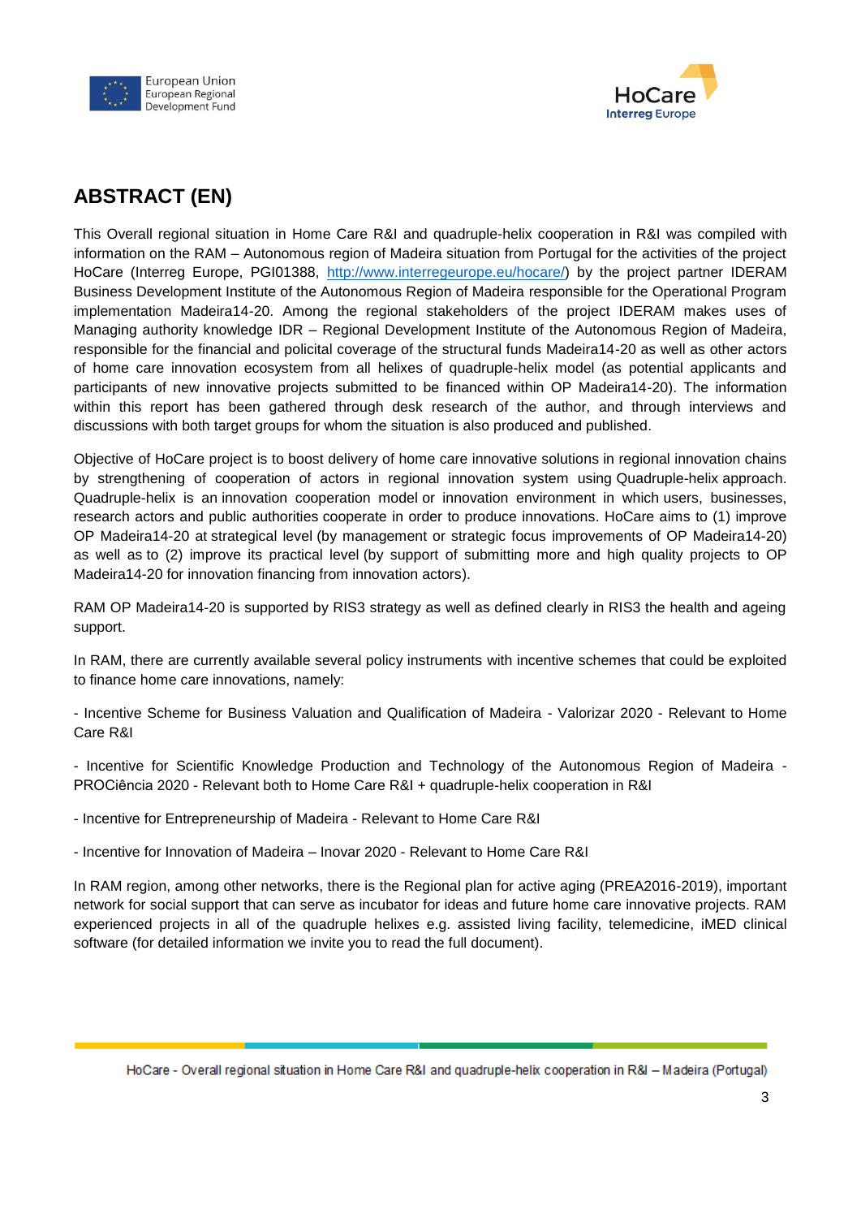## ABSTRACT (EN)

This Overall regional situation in Home Care R&I and quadruple-helix cooperation in R&I was compiled with information on the RAM – Autonomous region of Madeira situation from Portugal for the activities of the project HoCare (Interreg Europe, PGI01388, [http://www.interregeurope.eu/hocare/](http://www.interregeurope.eu/hocare/)) by the project partner IDERAM Business Development Institute of the Autonomous Region of Madeira responsible for the Operational Program implementation Madeira14-20. Among the regional stakeholders of the project IDERAM makes uses of Managing authority knowledge IDR – Regional Development Institute of the Autonomous Region of Madeira, responsible for the financial and policital coverage of the structural funds Madeira14-20 as well as other actors of home care innovation ecosystem from all helixes of quadruple-helix model (as potential applicants and participants of new innovative projects submitted to be financed within OP Madeira14-20). The information within this report has been gathered through desk research of the author, and through interviews and discussions with both target groups for whom the situation is also produced and published.

Objective of HoCare project is to boost delivery of home care innovative solutions in regional innovation chains by strengthening of cooperation of actors in regional innovation system using Quadruple-helix approach. Quadruple-helix is an innovation cooperation model or innovation environment in which users, businesses, research actors and public authorities cooperate in order to produce innovations. HoCare aims to (1) improve OP Madeira14-20 at strategical level (by management or strategic focus improvements of OP Madeira14-20) as well as to (2) improve its practical level (by support of submitting more and high quality projects to OP Madeira14-20 for innovation financing from innovation actors).

RAM OP Madeira14-20 is supported by RIS3 strategy as well as defined clearly in RIS3 the health and ageing support.

In RAM, there are currently available several policy instruments with incentive schemes that could be exploited to finance home care innovations, namely:

- Incentive Scheme for Business Valuation and Qualification of Madeira - Valorizar 2020 - Relevant to Home Care R&I

- Incentive for Scientific Knowledge Production and Technology of the Autonomous Region of Madeira - PROCiência 2020 - Relevant both to Home Care R&I + quadruple-helix cooperation in R&I

- Incentive for Entrepreneurship of Madeira - Relevant to Home Care R&I

- Incentive for Innovation of Madeira – Inovar 2020 - Relevant to Home Care R&I

In RAM region, among other networks, there is the Regional plan for active aging (PREA2016-2019), important network for social support that can serve as incubator for ideas and future home care innovative projects. RAM experienced projects in all of the quadruple helixes e.g. assisted living facility, telemedicine, iMED clinical software (for detailed information we invite you to read the full document).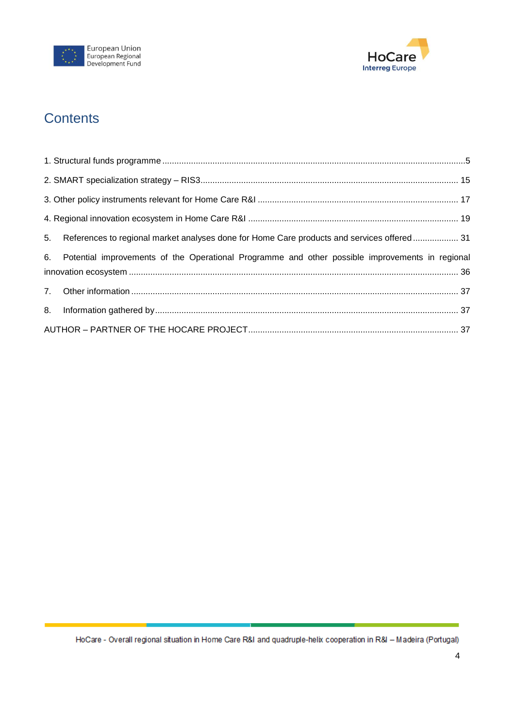# Contents

1. Structural funds programme .....5
2. SMART specialization strategy – RIS3..... 15
3. Other policy instruments relevant for Home Care R&I ..... 17
4. Regional innovation ecosystem in Home Care R&I ..... 19
5. References to regional market analyses done for Home Care products and services offered..... 31
6. Potential improvements of the Operational Programme and other possible improvements in regional innovation ecosystem ..... 36
7. Other information ..... 37
8. Information gathered by..... 37

AUTHOR – PARTNER OF THE HOCARE PROJECT..... 37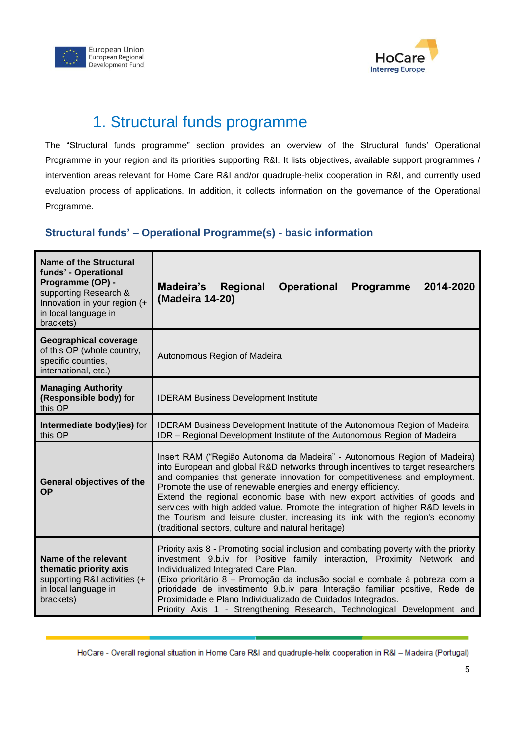# 1. Structural funds programme

The "Structural funds programme" section provides an overview of the Structural funds' Operational Programme in your region and its priorities supporting R&I. It lists objectives, available support programmes / intervention areas relevant for Home Care R&I and/or quadruple-helix cooperation in R&I, and currently used evaluation process of applications. In addition, it collects information on the governance of the Operational Programme.

### Structural funds' – Operational Programme(s) - basic information

| | |
|---|---|
| **Name of the Structural funds' - Operational Programme (OP) -** supporting Research & Innovation in your region (+ in local language in brackets) | **Madeira's Regional Operational Programme 2014-2020 (Madeira 14-20)** |
| **Geographical coverage** of this OP (whole country, specific counties, international, etc.) | Autonomous Region of Madeira |
| **Managing Authority (Responsible body)** for this OP | IDERAM Business Development Institute |
| **Intermediate body(ies)** for this OP | IDERAM Business Development Institute of the Autonomous Region of Madeira<br>IDR – Regional Development Institute of the Autonomous Region of Madeira |
| **General objectives of the OP** | Insert RAM ("Região Autonoma da Madeira" - Autonomous Region of Madeira) into European and global R&D networks through incentives to target researchers and companies that generate innovation for competitiveness and employment. Promote the use of renewable energies and energy efficiency.<br>Extend the regional economic base with new export activities of goods and services with high added value. Promote the integration of higher R&D levels in the Tourism and leisure cluster, increasing its link with the region's economy (traditional sectors, culture and natural heritage) |
| **Name of the relevant thematic priority axis** supporting R&I activities (+ in local language in brackets) | Priority axis 8 - Promoting social inclusion and combating poverty with the priority investment 9.b.iv for Positive family interaction, Proximity Network and Individualized Integrated Care Plan.<br>(Eixo prioritário 8 – Promoção da inclusão social e combate à pobreza com a prioridade de investimento 9.b.iv para Interação familiar positive, Rede de Proximidade e Plano Individualizado de Cuidados Integrados.<br>Priority Axis 1 - Strengthening Research, Technological Development and |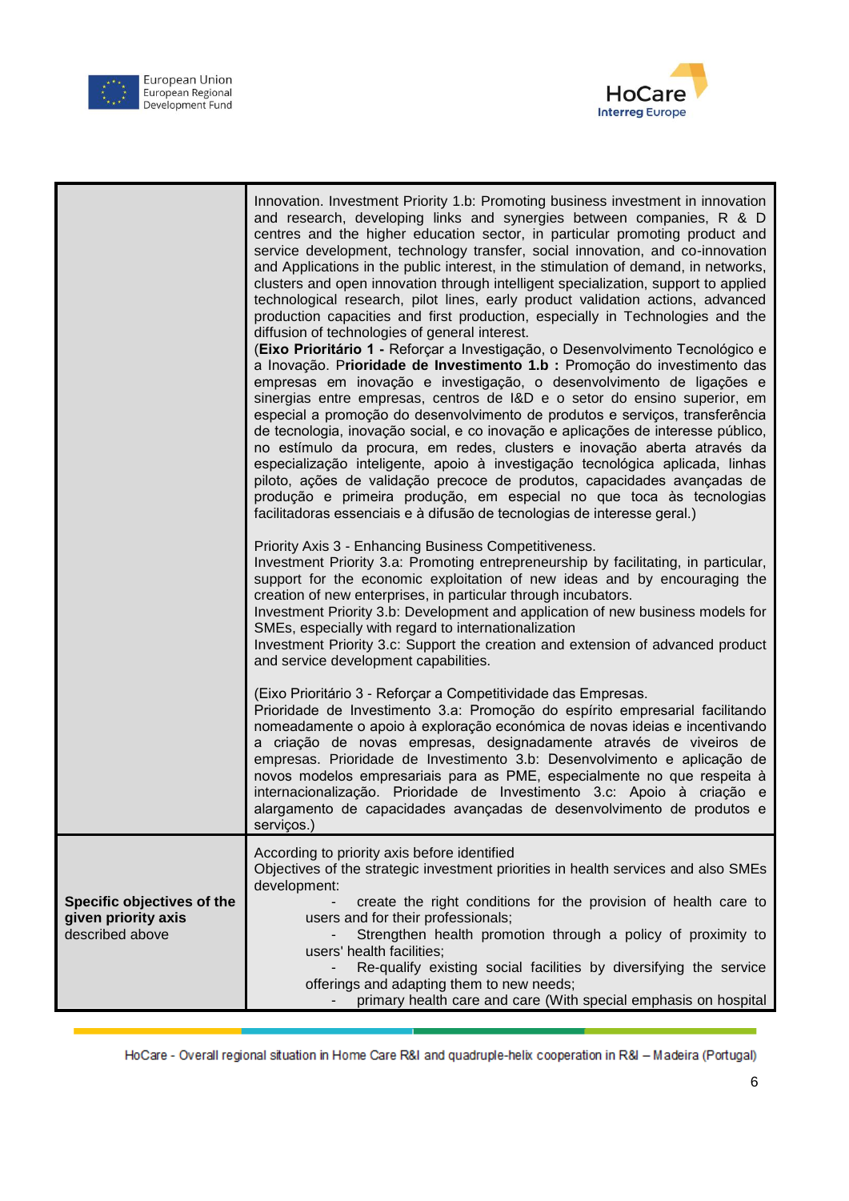| | |
|---|---|
| | Innovation. Investment Priority 1.b: Promoting business investment in innovation and research, developing links and synergies between companies, R & D centres and the higher education sector, in particular promoting product and service development, technology transfer, social innovation, and co-innovation and Applications in the public interest, in the stimulation of demand, in networks, clusters and open innovation through intelligent specialization, support to applied technological research, pilot lines, early product validation actions, advanced production capacities and first production, especially in Technologies and the diffusion of technologies of general interest.<br>(**Eixo Prioritário 1 -** Reforçar a Investigação, o Desenvolvimento Tecnológico e a Inovação. P**rioridade de Investimento 1.b :** Promoção do investimento das empresas em inovação e investigação, o desenvolvimento de ligações e sinergias entre empresas, centros de I&D e o setor do ensino superior, em especial a promoção do desenvolvimento de produtos e serviços, transferência de tecnologia, inovação social, e co inovação e aplicações de interesse público, no estímulo da procura, em redes, clusters e inovação aberta através da especialização inteligente, apoio à investigação tecnológica aplicada, linhas piloto, ações de validação precoce de produtos, capacidades avançadas de produção e primeira produção, em especial no que toca às tecnologias facilitadoras essenciais e à difusão de tecnologias de interesse geral.)<br><br>Priority Axis 3 - Enhancing Business Competitiveness.<br>Investment Priority 3.a: Promoting entrepreneurship by facilitating, in particular, support for the economic exploitation of new ideas and by encouraging the creation of new enterprises, in particular through incubators.<br>Investment Priority 3.b: Development and application of new business models for SMEs, especially with regard to internationalization<br>Investment Priority 3.c: Support the creation and extension of advanced product and service development capabilities.<br><br>(Eixo Prioritário 3 - Reforçar a Competitividade das Empresas.<br>Prioridade de Investimento 3.a: Promoção do espírito empresarial facilitando nomeadamente o apoio à exploração económica de novas ideias e incentivando a criação de novas empresas, designadamente através de viveiros de empresas. Prioridade de Investimento 3.b: Desenvolvimento e aplicação de novos modelos empresariais para as PME, especialmente no que respeita à internacionalização. Prioridade de Investimento 3.c: Apoio à criação e alargamento de capacidades avançadas de desenvolvimento de produtos e serviços.) |
| **Specific objectives of the given priority axis** described above | According to priority axis before identified<br>Objectives of the strategic investment priorities in health services and also SMEs development:<br>- create the right conditions for the provision of health care to users and for their professionals;<br>- Strengthen health promotion through a policy of proximity to users' health facilities;<br>- Re-qualify existing social facilities by diversifying the service offerings and adapting them to new needs;<br>- primary health care and care (With special emphasis on hospital |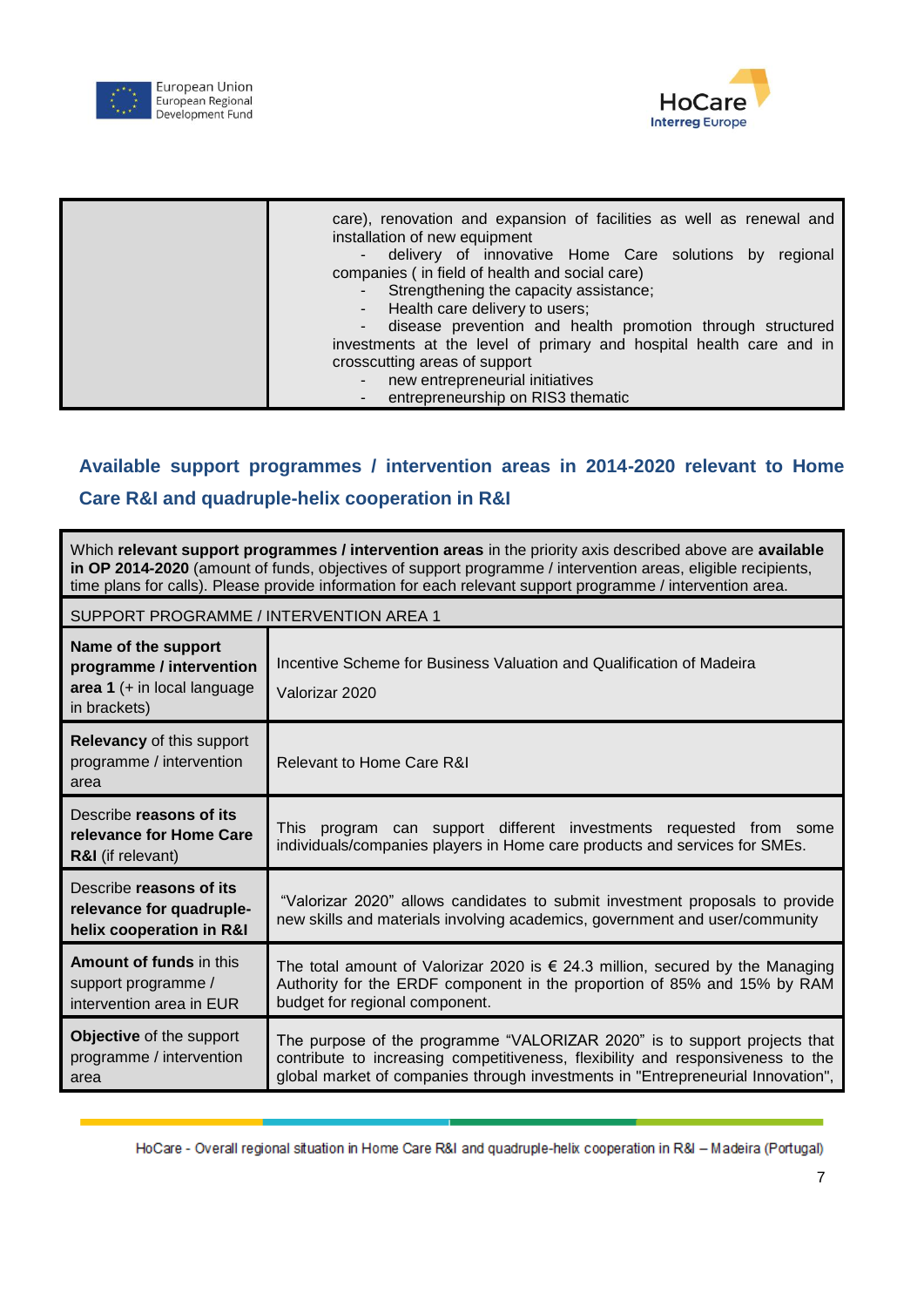| | |
|---|---|
| | care), renovation and expansion of facilities as well as renewal and installation of new equipment<br>- delivery of innovative Home Care solutions by regional companies ( in field of health and social care)<br>- Strengthening the capacity assistance;<br>- Health care delivery to users;<br>- disease prevention and health promotion through structured investments at the level of primary and hospital health care and in crosscutting areas of support<br>- new entrepreneurial initiatives<br>- entrepreneurship on RIS3 thematic |

## Available support programmes / intervention areas in 2014-2020 relevant to Home Care R&I and quadruple-helix cooperation in R&I

| Which **relevant support programmes / intervention areas** in the priority axis described above are **available in OP 2014-2020** (amount of funds, objectives of support programme / intervention areas, eligible recipients, time plans for calls). Please provide information for each relevant support programme / intervention area. | |
|---|---|
| SUPPORT PROGRAMME / INTERVENTION AREA 1 | |
| **Name of the support programme / intervention area 1** (+ in local language in brackets) | Incentive Scheme for Business Valuation and Qualification of Madeira<br>Valorizar 2020 |
| **Relevancy** of this support programme / intervention area | Relevant to Home Care R&I |
| Describe **reasons of its relevance for Home Care R&I** (if relevant) | This program can support different investments requested from some individuals/companies players in Home care products and services for SMEs. |
| Describe **reasons of its relevance for quadruple-helix cooperation in R&I** | "Valorizar 2020" allows candidates to submit investment proposals to provide new skills and materials involving academics, government and user/community |
| **Amount of funds** in this support programme / intervention area in EUR | The total amount of Valorizar 2020 is € 24.3 million, secured by the Managing Authority for the ERDF component in the proportion of 85% and 15% by RAM budget for regional component. |
| **Objective** of the support programme / intervention area | The purpose of the programme "VALORIZAR 2020" is to support projects that contribute to increasing competitiveness, flexibility and responsiveness to the global market of companies through investments in "Entrepreneurial Innovation", |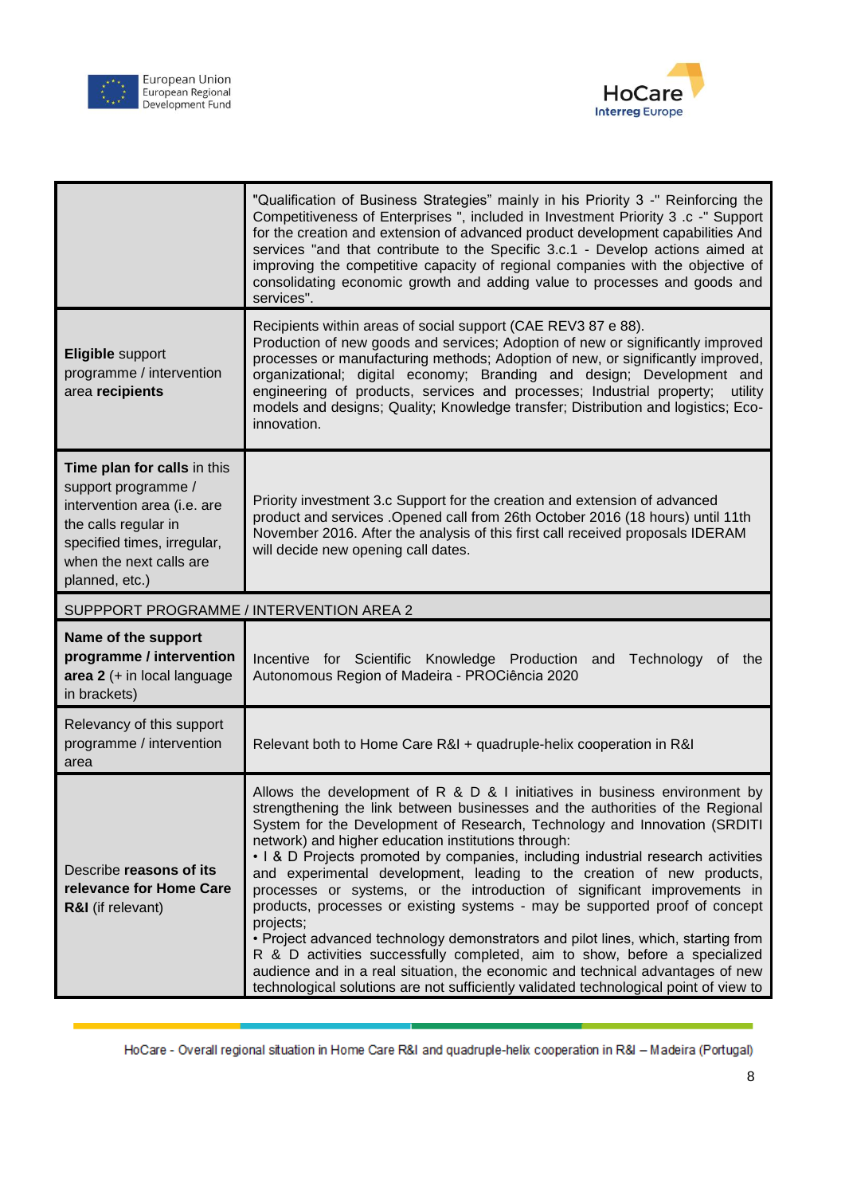| | |
|---|---|
| | "Qualification of Business Strategies" mainly in his Priority 3 -" Reinforcing the Competitiveness of Enterprises ", included in Investment Priority 3 .c -" Support for the creation and extension of advanced product development capabilities And services "and that contribute to the Specific 3.c.1 - Develop actions aimed at improving the competitive capacity of regional companies with the objective of consolidating economic growth and adding value to processes and goods and services". |
| **Eligible** support programme / intervention area **recipients** | Recipients within areas of social support (CAE REV3 87 e 88). Production of new goods and services; Adoption of new or significantly improved processes or manufacturing methods; Adoption of new, or significantly improved, organizational; digital economy; Branding and design; Development and engineering of products, services and processes; Industrial property; utility models and designs; Quality; Knowledge transfer; Distribution and logistics; Eco-innovation. |
| **Time plan for calls** in this support programme / intervention area (i.e. are the calls regular in specified times, irregular, when the next calls are planned, etc.) | Priority investment 3.c Support for the creation and extension of advanced product and services .Opened call from 26th October 2016 (18 hours) until 11th November 2016. After the analysis of this first call received proposals IDERAM will decide new opening call dates. |
| SUPPPORT PROGRAMME / INTERVENTION AREA 2 | |
| **Name of the support programme / intervention area 2** (+ in local language in brackets) | Incentive for Scientific Knowledge Production and Technology of the Autonomous Region of Madeira - PROCiência 2020 |
| Relevancy of this support programme / intervention area | Relevant both to Home Care R&I + quadruple-helix cooperation in R&I |
| Describe **reasons of its relevance for Home Care R&I** (if relevant) | Allows the development of R & D & I initiatives in business environment by strengthening the link between businesses and the authorities of the Regional System for the Development of Research, Technology and Innovation (SRDITI network) and higher education institutions through:<br>• I & D Projects promoted by companies, including industrial research activities and experimental development, leading to the creation of new products, processes or systems, or the introduction of significant improvements in products, processes or existing systems - may be supported proof of concept projects;<br>• Project advanced technology demonstrators and pilot lines, which, starting from R & D activities successfully completed, aim to show, before a specialized audience and in a real situation, the economic and technical advantages of new technological solutions are not sufficiently validated technological point of view to |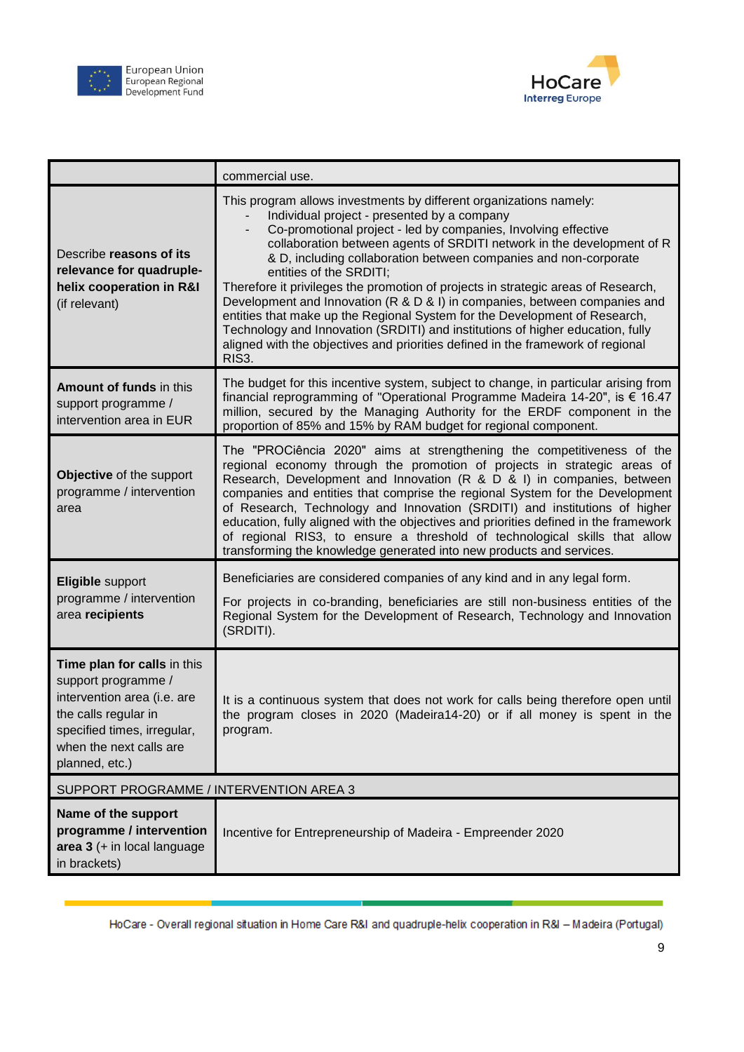| | |
|---|---|
| | commercial use. |
| Describe **reasons of its relevance for quadruple-helix cooperation in R&I** (if relevant) | This program allows investments by different organizations namely:<br>- Individual project - presented by a company<br>- Co-promotional project - led by companies, Involving effective collaboration between agents of SRDITI network in the development of R & D, including collaboration between companies and non-corporate entities of the SRDITI;<br>Therefore it privileges the promotion of projects in strategic areas of Research, Development and Innovation (R & D & I) in companies, between companies and entities that make up the Regional System for the Development of Research, Technology and Innovation (SRDITI) and institutions of higher education, fully aligned with the objectives and priorities defined in the framework of regional RIS3. |
| **Amount of funds** in this support programme / intervention area in EUR | The budget for this incentive system, subject to change, in particular arising from financial reprogramming of "Operational Programme Madeira 14-20", is € 16.47 million, secured by the Managing Authority for the ERDF component in the proportion of 85% and 15% by RAM budget for regional component. |
| **Objective** of the support programme / intervention area | The "PROCiência 2020" aims at strengthening the competitiveness of the regional economy through the promotion of projects in strategic areas of Research, Development and Innovation (R & D & I) in companies, between companies and entities that comprise the regional System for the Development of Research, Technology and Innovation (SRDITI) and institutions of higher education, fully aligned with the objectives and priorities defined in the framework of regional RIS3, to ensure a threshold of technological skills that allow transforming the knowledge generated into new products and services. |
| **Eligible** support programme / intervention area **recipients** | Beneficiaries are considered companies of any kind and in any legal form.<br><br>For projects in co-branding, beneficiaries are still non-business entities of the Regional System for the Development of Research, Technology and Innovation (SRDITI). |
| **Time plan for calls** in this support programme / intervention area (i.e. are the calls regular in specified times, irregular, when the next calls are planned, etc.) | It is a continuous system that does not work for calls being therefore open until the program closes in 2020 (Madeira14-20) or if all money is spent in the program. |
| SUPPORT PROGRAMME / INTERVENTION AREA 3 | |
| **Name of the support programme / intervention area 3** (+ in local language in brackets) | Incentive for Entrepreneurship of Madeira - Empreender 2020 |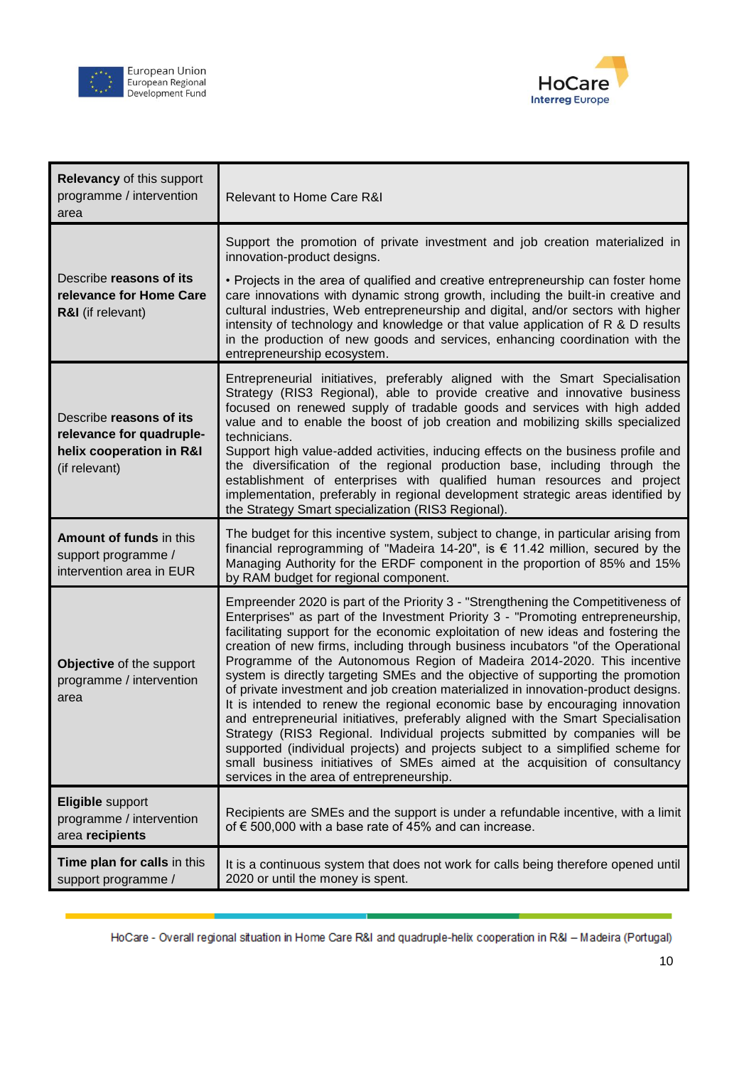| **Relevancy** of this support programme / intervention area | Relevant to Home Care R&I |
|---|---|
| Describe **reasons of its relevance for Home Care R&I** (if relevant) | Support the promotion of private investment and job creation materialized in innovation-product designs.<br><br>• Projects in the area of qualified and creative entrepreneurship can foster home care innovations with dynamic strong growth, including the built-in creative and cultural industries, Web entrepreneurship and digital, and/or sectors with higher intensity of technology and knowledge or that value application of R & D results in the production of new goods and services, enhancing coordination with the entrepreneurship ecosystem. |
| Describe **reasons of its relevance for quadruple-helix cooperation in R&I** (if relevant) | Entrepreneurial initiatives, preferably aligned with the Smart Specialisation Strategy (RIS3 Regional), able to provide creative and innovative business focused on renewed supply of tradable goods and services with high added value and to enable the boost of job creation and mobilizing skills specialized technicians.<br>Support high value-added activities, inducing effects on the business profile and the diversification of the regional production base, including through the establishment of enterprises with qualified human resources and project implementation, preferably in regional development strategic areas identified by the Strategy Smart specialization (RIS3 Regional). |
| **Amount of funds** in this support programme / intervention area in EUR | The budget for this incentive system, subject to change, in particular arising from financial reprogramming of "Madeira 14-20", is € 11.42 million, secured by the Managing Authority for the ERDF component in the proportion of 85% and 15% by RAM budget for regional component. |
| **Objective** of the support programme / intervention area | Empreender 2020 is part of the Priority 3 - "Strengthening the Competitiveness of Enterprises" as part of the Investment Priority 3 - "Promoting entrepreneurship, facilitating support for the economic exploitation of new ideas and fostering the creation of new firms, including through business incubators "of the Operational Programme of the Autonomous Region of Madeira 2014-2020. This incentive system is directly targeting SMEs and the objective of supporting the promotion of private investment and job creation materialized in innovation-product designs. It is intended to renew the regional economic base by encouraging innovation and entrepreneurial initiatives, preferably aligned with the Smart Specialisation Strategy (RIS3 Regional. Individual projects submitted by companies will be supported (individual projects) and projects subject to a simplified scheme for small business initiatives of SMEs aimed at the acquisition of consultancy services in the area of entrepreneurship. |
| **Eligible** support programme / intervention area **recipients** | Recipients are SMEs and the support is under a refundable incentive, with a limit of € 500,000 with a base rate of 45% and can increase. |
| **Time plan for calls** in this support programme / | It is a continuous system that does not work for calls being therefore opened until 2020 or until the money is spent. |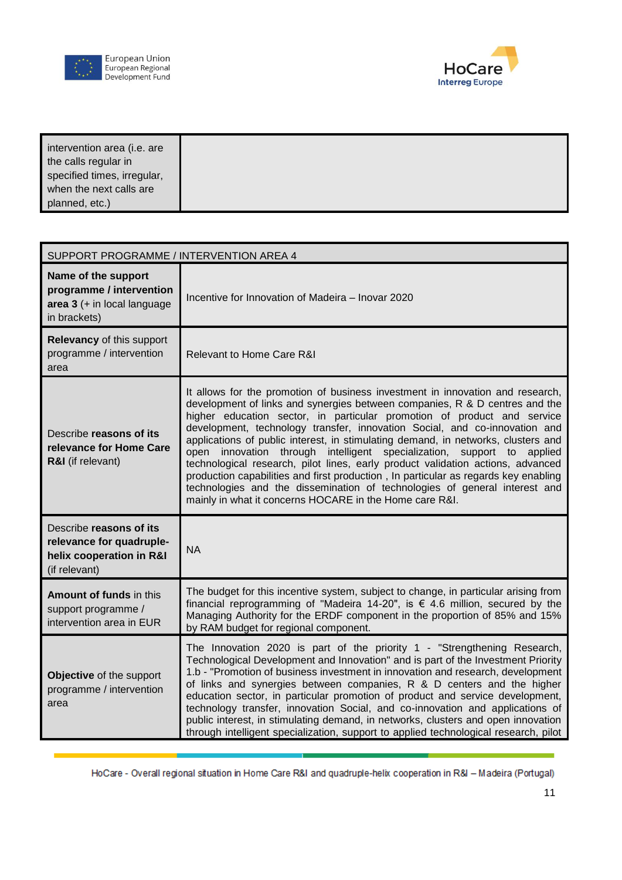| intervention area (i.e. are the calls regular in specified times, irregular, when the next calls are planned, etc.) | |
|---|---|

| SUPPORT PROGRAMME / INTERVENTION AREA 4 | |
|---|---|
| **Name of the support programme / intervention area 3** (+ in local language in brackets) | Incentive for Innovation of Madeira – Inovar 2020 |
| **Relevancy** of this support programme / intervention area | Relevant to Home Care R&I |
| Describe **reasons of its relevance for Home Care R&I** (if relevant) | It allows for the promotion of business investment in innovation and research, development of links and synergies between companies, R & D centres and the higher education sector, in particular promotion of product and service development, technology transfer, innovation Social, and co-innovation and applications of public interest, in stimulating demand, in networks, clusters and open innovation through intelligent specialization, support to applied technological research, pilot lines, early product validation actions, advanced production capabilities and first production , In particular as regards key enabling technologies and the dissemination of technologies of general interest and mainly in what it concerns HOCARE in the Home care R&I. |
| Describe **reasons of its relevance for quadruple-helix cooperation in R&I** (if relevant) | NA |
| **Amount of funds** in this support programme / intervention area in EUR | The budget for this incentive system, subject to change, in particular arising from financial reprogramming of "Madeira 14-20", is € 4.6 million, secured by the Managing Authority for the ERDF component in the proportion of 85% and 15% by RAM budget for regional component. |
| **Objective** of the support programme / intervention area | The Innovation 2020 is part of the priority 1 - "Strengthening Research, Technological Development and Innovation" and is part of the Investment Priority 1.b - "Promotion of business investment in innovation and research, development of links and synergies between companies, R & D centers and the higher education sector, in particular promotion of product and service development, technology transfer, innovation Social, and co-innovation and applications of public interest, in stimulating demand, in networks, clusters and open innovation through intelligent specialization, support to applied technological research, pilot |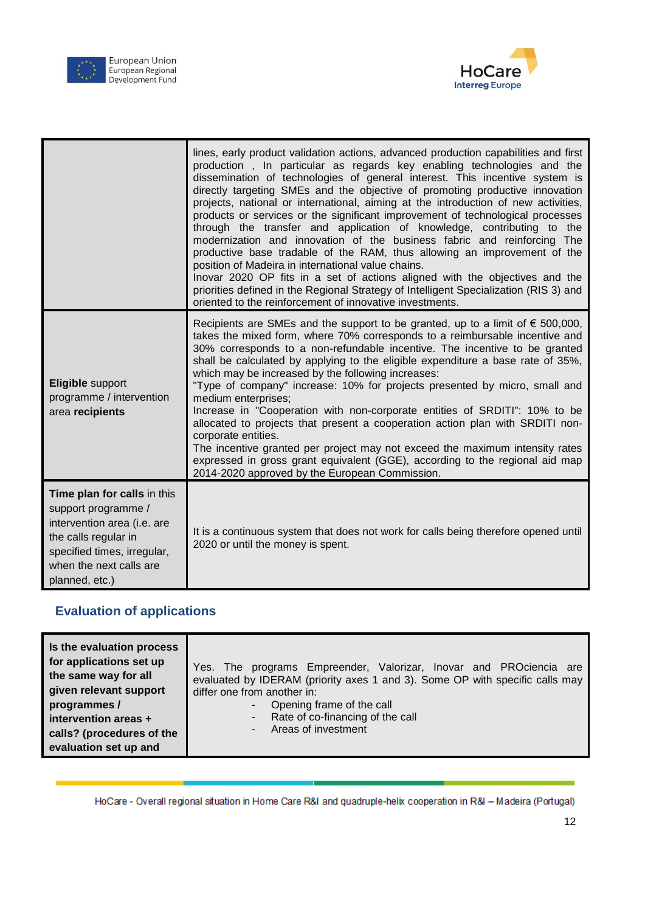| | |
|---|---|
| | lines, early product validation actions, advanced production capabilities and first production , In particular as regards key enabling technologies and the dissemination of technologies of general interest. This incentive system is directly targeting SMEs and the objective of promoting productive innovation projects, national or international, aiming at the introduction of new activities, products or services or the significant improvement of technological processes through the transfer and application of knowledge, contributing to the modernization and innovation of the business fabric and reinforcing The productive base tradable of the RAM, thus allowing an improvement of the position of Madeira in international value chains.<br>Inovar 2020 OP fits in a set of actions aligned with the objectives and the priorities defined in the Regional Strategy of Intelligent Specialization (RIS 3) and oriented to the reinforcement of innovative investments. |
| **Eligible** support programme / intervention area **recipients** | Recipients are SMEs and the support to be granted, up to a limit of € 500,000, takes the mixed form, where 70% corresponds to a reimbursable incentive and 30% corresponds to a non-refundable incentive. The incentive to be granted shall be calculated by applying to the eligible expenditure a base rate of 35%, which may be increased by the following increases:<br>"Type of company" increase: 10% for projects presented by micro, small and medium enterprises;<br>Increase in "Cooperation with non-corporate entities of SRDITI": 10% to be allocated to projects that present a cooperation action plan with SRDITI non-corporate entities.<br>The incentive granted per project may not exceed the maximum intensity rates expressed in gross grant equivalent (GGE), according to the regional aid map 2014-2020 approved by the European Commission. |
| **Time plan for calls** in this support programme / intervention area (i.e. are the calls regular in specified times, irregular, when the next calls are planned, etc.) | It is a continuous system that does not work for calls being therefore opened until 2020 or until the money is spent. |

## Evaluation of applications

| | |
|---|---|
| **Is the evaluation process for applications set up the same way for all given relevant support programmes / intervention areas + calls? (procedures of the evaluation set up and** | Yes. The programs Empreender, Valorizar, Inovar and PROciencia are evaluated by IDERAM (priority axes 1 and 3). Some OP with specific calls may differ one from another in:<br>- Opening frame of the call<br>- Rate of co-financing of the call<br>- Areas of investment |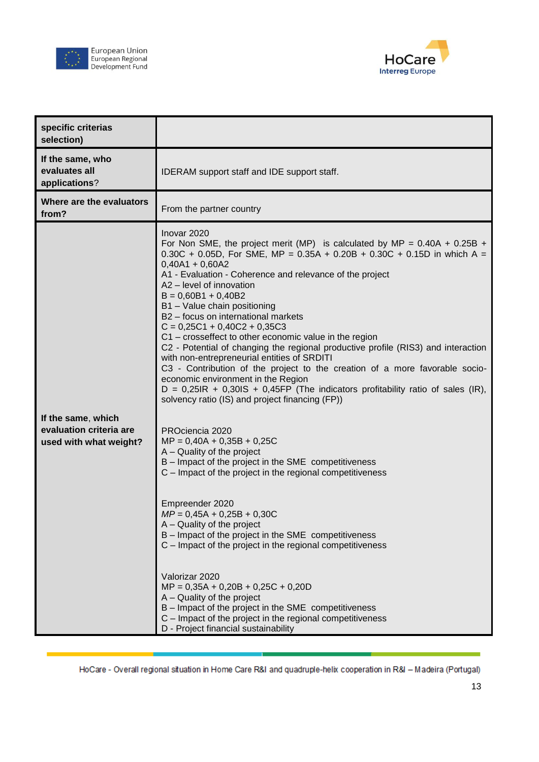| specific criterias selection) | |
|---|---|
| If the same, who evaluates all applications? | IDERAM support staff and IDE support staff. |
| Where are the evaluators from? | From the partner country |
| If the same, which evaluation criteria are used with what weight? | Inovar 2020<br>For Non SME, the project merit (MP) is calculated by MP = 0.40A + 0.25B + 0.30C + 0.05D, For SME, MP = 0.35A + 0.20B + 0.30C + 0.15D in which A = 0,40A1 + 0,60A2<br>A1 - Evaluation - Coherence and relevance of the project<br>A2 – level of innovation<br>B = 0,60B1 + 0,40B2<br>B1 – Value chain positioning<br>B2 – focus on international markets<br>C = 0,25C1 + 0,40C2 + 0,35C3<br>C1 – crosseffect to other economic value in the region<br>C2 - Potential of changing the regional productive profile (RIS3) and interaction with non-entrepreneurial entities of SRDITI<br>C3 - Contribution of the project to the creation of a more favorable socio-economic environment in the Region<br>D = 0,25IR + 0,30IS + 0,45FP (The indicators profitability ratio of sales (IR), solvency ratio (IS) and project financing (FP))<br><br>PROciencia 2020<br>MP = 0,40A + 0,35B + 0,25C<br>A – Quality of the project<br>B – Impact of the project in the SME competitiveness<br>C – Impact of the project in the regional competitiveness<br><br>Empreender 2020<br>*MP* = 0,45A + 0,25B + 0,30C<br>A – Quality of the project<br>B – Impact of the project in the SME competitiveness<br>C – Impact of the project in the regional competitiveness<br><br>Valorizar 2020<br>MP = 0,35A + 0,20B + 0,25C + 0,20D<br>A – Quality of the project<br>B – Impact of the project in the SME competitiveness<br>C – Impact of the project in the regional competitiveness<br>D - Project financial sustainability |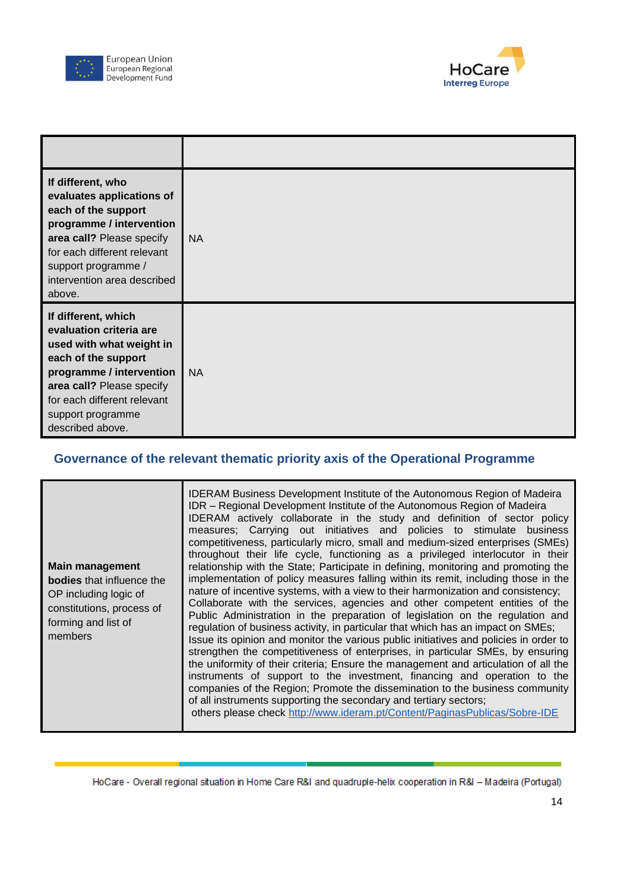| | |
|---|---|
| **If different, who evaluates applications of each of the support programme / intervention area call?** Please specify for each different relevant support programme / intervention area described above. | NA |
| **If different, which evaluation criteria are used with what weight in each of the support programme / intervention area call?** Please specify for each different relevant support programme described above. | NA |

## Governance of the relevant thematic priority axis of the Operational Programme

| | |
|---|---|
| **Main management bodies** that influence the OP including logic of constitutions, process of forming and list of members | IDERAM Business Development Institute of the Autonomous Region of Madeira<br>IDR – Regional Development Institute of the Autonomous Region of Madeira<br>IDERAM actively collaborate in the study and definition of sector policy measures; Carrying out initiatives and policies to stimulate business competitiveness, particularly micro, small and medium-sized enterprises (SMEs) throughout their life cycle, functioning as a privileged interlocutor in their relationship with the State; Participate in defining, monitoring and promoting the implementation of policy measures falling within its remit, including those in the nature of incentive systems, with a view to their harmonization and consistency; Collaborate with the services, agencies and other competent entities of the Public Administration in the preparation of legislation on the regulation and regulation of business activity, in particular that which has an impact on SMEs; Issue its opinion and monitor the various public initiatives and policies in order to strengthen the competitiveness of enterprises, in particular SMEs, by ensuring the uniformity of their criteria; Ensure the management and articulation of all the instruments of support to the investment, financing and operation to the companies of the Region; Promote the dissemination to the business community of all instruments supporting the secondary and tertiary sectors;<br>others please check [http://www.ideram.pt/Content/PaginasPublicas/Sobre-IDE](http://www.ideram.pt/Content/PaginasPublicas/Sobre-IDE) |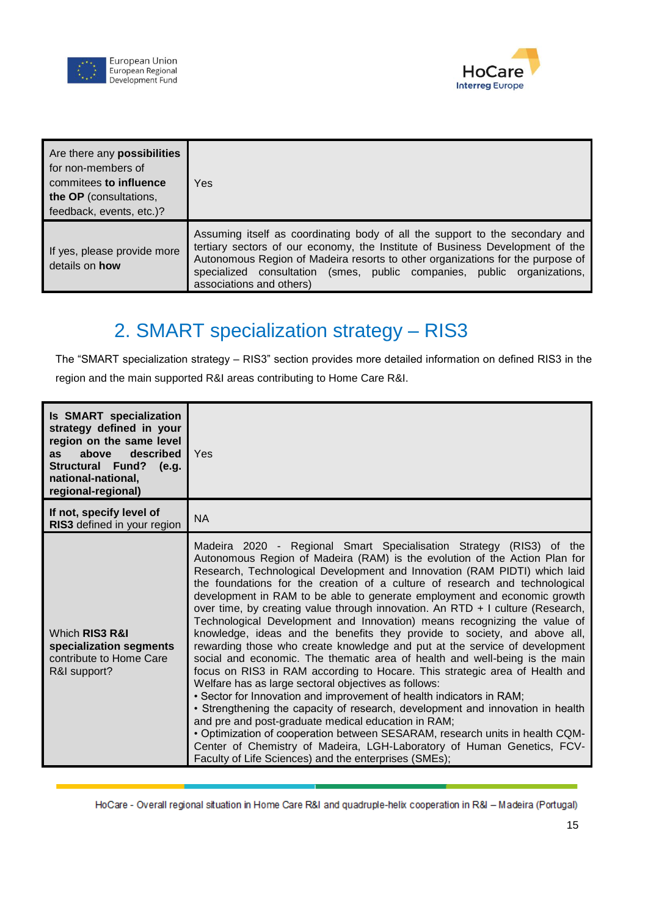| Are there any **possibilities** for non-members of commitees **to influence the OP** (consultations, feedback, events, etc.)? | Yes |
|---|---|
| If yes, please provide more details on **how** | Assuming itself as coordinating body of all the support to the secondary and tertiary sectors of our economy, the Institute of Business Development of the Autonomous Region of Madeira resorts to other organizations for the purpose of specialized consultation (smes, public companies, public organizations, associations and others) |

## 2. SMART specialization strategy – RIS3

The "SMART specialization strategy – RIS3" section provides more detailed information on defined RIS3 in the region and the main supported R&I areas contributing to Home Care R&I.

| **Is SMART specialization strategy defined in your region on the same level as above described Structural Fund? (e.g. national-national, regional-regional)** | Yes |
|---|---|
| **If not, specify level of RIS3** defined in your region | NA |
| Which **RIS3 R&I specialization segments** contribute to Home Care R&I support? | Madeira 2020 - Regional Smart Specialisation Strategy (RIS3) of the Autonomous Region of Madeira (RAM) is the evolution of the Action Plan for Research, Technological Development and Innovation (RAM PIDTI) which laid the foundations for the creation of a culture of research and technological development in RAM to be able to generate employment and economic growth over time, by creating value through innovation. An RTD + I culture (Research, Technological Development and Innovation) means recognizing the value of knowledge, ideas and the benefits they provide to society, and above all, rewarding those who create knowledge and put at the service of development social and economic. The thematic area of health and well-being is the main focus on RIS3 in RAM according to Hocare. This strategic area of Health and Welfare has as large sectoral objectives as follows:<br>• Sector for Innovation and improvement of health indicators in RAM;<br>• Strengthening the capacity of research, development and innovation in health and pre and post-graduate medical education in RAM;<br>• Optimization of cooperation between SESARAM, research units in health CQM- Center of Chemistry of Madeira, LGH-Laboratory of Human Genetics, FCV- Faculty of Life Sciences) and the enterprises (SMEs); |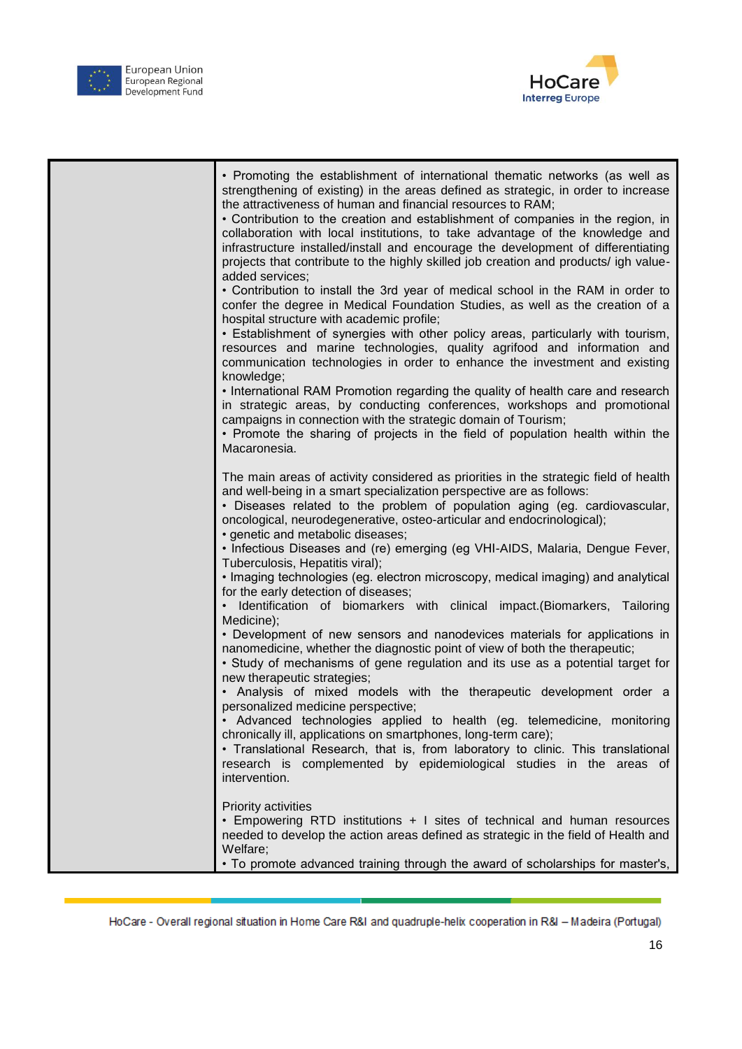| | |
|---|---|
| | • Promoting the establishment of international thematic networks (as well as strengthening of existing) in the areas defined as strategic, in order to increase the attractiveness of human and financial resources to RAM;<br>• Contribution to the creation and establishment of companies in the region, in collaboration with local institutions, to take advantage of the knowledge and infrastructure installed/install and encourage the development of differentiating projects that contribute to the highly skilled job creation and products/ igh value-added services;<br>• Contribution to install the 3rd year of medical school in the RAM in order to confer the degree in Medical Foundation Studies, as well as the creation of a hospital structure with academic profile;<br>• Establishment of synergies with other policy areas, particularly with tourism, resources and marine technologies, quality agrifood and information and communication technologies in order to enhance the investment and existing knowledge;<br>• International RAM Promotion regarding the quality of health care and research in strategic areas, by conducting conferences, workshops and promotional campaigns in connection with the strategic domain of Tourism;<br>• Promote the sharing of projects in the field of population health within the Macaronesia.<br><br>The main areas of activity considered as priorities in the strategic field of health and well-being in a smart specialization perspective are as follows:<br>• Diseases related to the problem of population aging (eg. cardiovascular, oncological, neurodegenerative, osteo-articular and endocrinological);<br>• genetic and metabolic diseases;<br>• Infectious Diseases and (re) emerging (eg VHI-AIDS, Malaria, Dengue Fever, Tuberculosis, Hepatitis viral);<br>• Imaging technologies (eg. electron microscopy, medical imaging) and analytical for the early detection of diseases;<br>• Identification of biomarkers with clinical impact.(Biomarkers, Tailoring Medicine);<br>• Development of new sensors and nanodevices materials for applications in nanomedicine, whether the diagnostic point of view of both the therapeutic;<br>• Study of mechanisms of gene regulation and its use as a potential target for new therapeutic strategies;<br>• Analysis of mixed models with the therapeutic development order a personalized medicine perspective;<br>• Advanced technologies applied to health (eg. telemedicine, monitoring chronically ill, applications on smartphones, long-term care);<br>• Translational Research, that is, from laboratory to clinic. This translational research is complemented by epidemiological studies in the areas of intervention.<br><br>Priority activities<br>• Empowering RTD institutions + I sites of technical and human resources needed to develop the action areas defined as strategic in the field of Health and Welfare;<br>• To promote advanced training through the award of scholarships for master's, |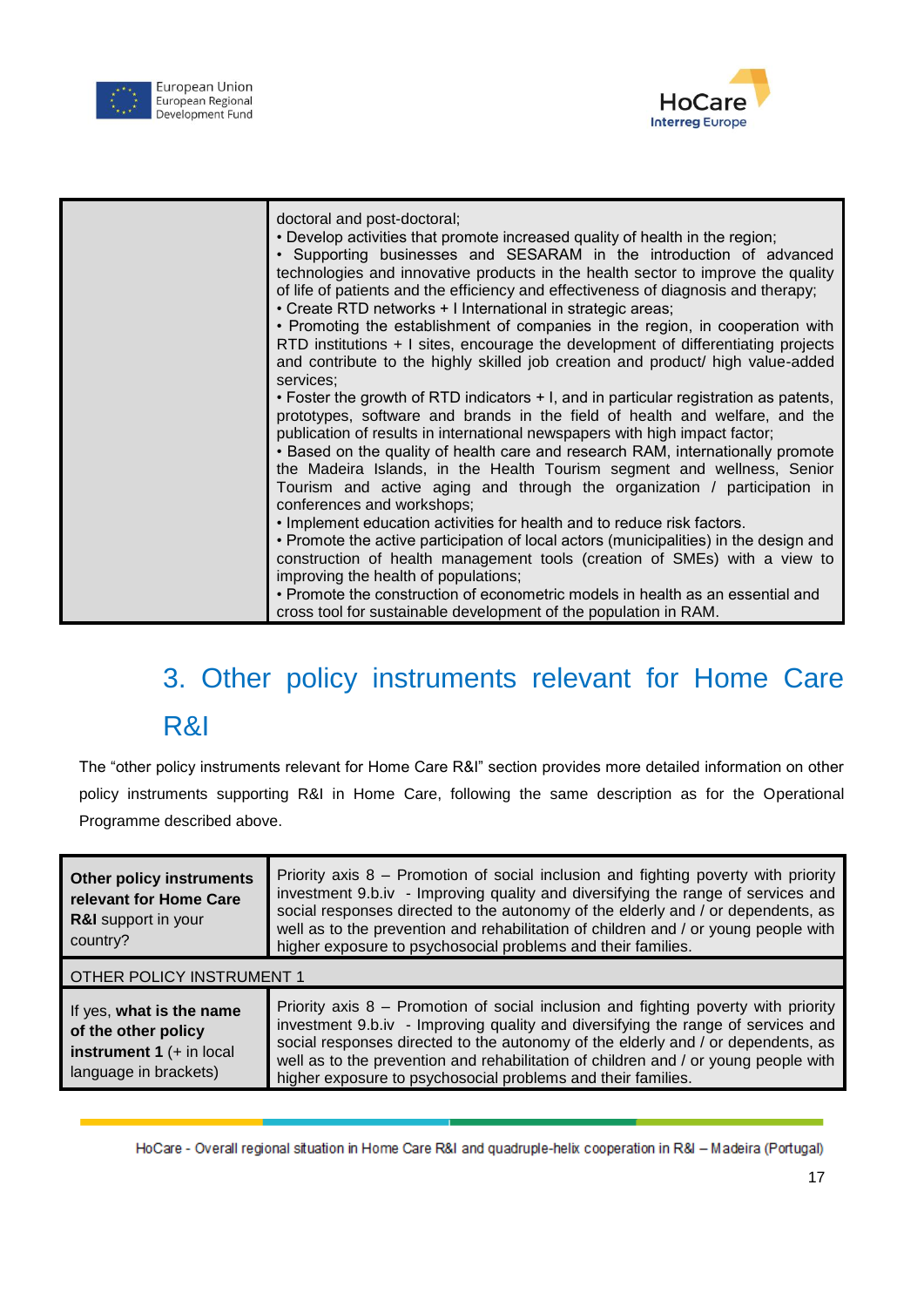| | |
|---|---|
| | doctoral and post-doctoral;<br>• Develop activities that promote increased quality of health in the region;<br>• Supporting businesses and SESARAM in the introduction of advanced technologies and innovative products in the health sector to improve the quality of life of patients and the efficiency and effectiveness of diagnosis and therapy;<br>• Create RTD networks + I International in strategic areas;<br>• Promoting the establishment of companies in the region, in cooperation with RTD institutions + I sites, encourage the development of differentiating projects and contribute to the highly skilled job creation and product/ high value-added services;<br>• Foster the growth of RTD indicators + I, and in particular registration as patents, prototypes, software and brands in the field of health and welfare, and the publication of results in international newspapers with high impact factor;<br>• Based on the quality of health care and research RAM, internationally promote the Madeira Islands, in the Health Tourism segment and wellness, Senior Tourism and active aging and through the organization / participation in conferences and workshops;<br>• Implement education activities for health and to reduce risk factors.<br>• Promote the active participation of local actors (municipalities) in the design and construction of health management tools (creation of SMEs) with a view to improving the health of populations;<br>• Promote the construction of econometric models in health as an essential and cross tool for sustainable development of the population in RAM. |

# 3. Other policy instruments relevant for Home Care R&I

The "other policy instruments relevant for Home Care R&I" section provides more detailed information on other policy instruments supporting R&I in Home Care, following the same description as for the Operational Programme described above.

| | |
|---|---|
| **Other policy instruments relevant for Home Care R&I** support in your country? | Priority axis 8 – Promotion of social inclusion and fighting poverty with priority investment 9.b.iv - Improving quality and diversifying the range of services and social responses directed to the autonomy of the elderly and / or dependents, as well as to the prevention and rehabilitation of children and / or young people with higher exposure to psychosocial problems and their families. |
| OTHER POLICY INSTRUMENT 1 | |
| If yes, **what is the name of the other policy instrument 1** (+ in local language in brackets) | Priority axis 8 – Promotion of social inclusion and fighting poverty with priority investment 9.b.iv - Improving quality and diversifying the range of services and social responses directed to the autonomy of the elderly and / or dependents, as well as to the prevention and rehabilitation of children and / or young people with higher exposure to psychosocial problems and their families. |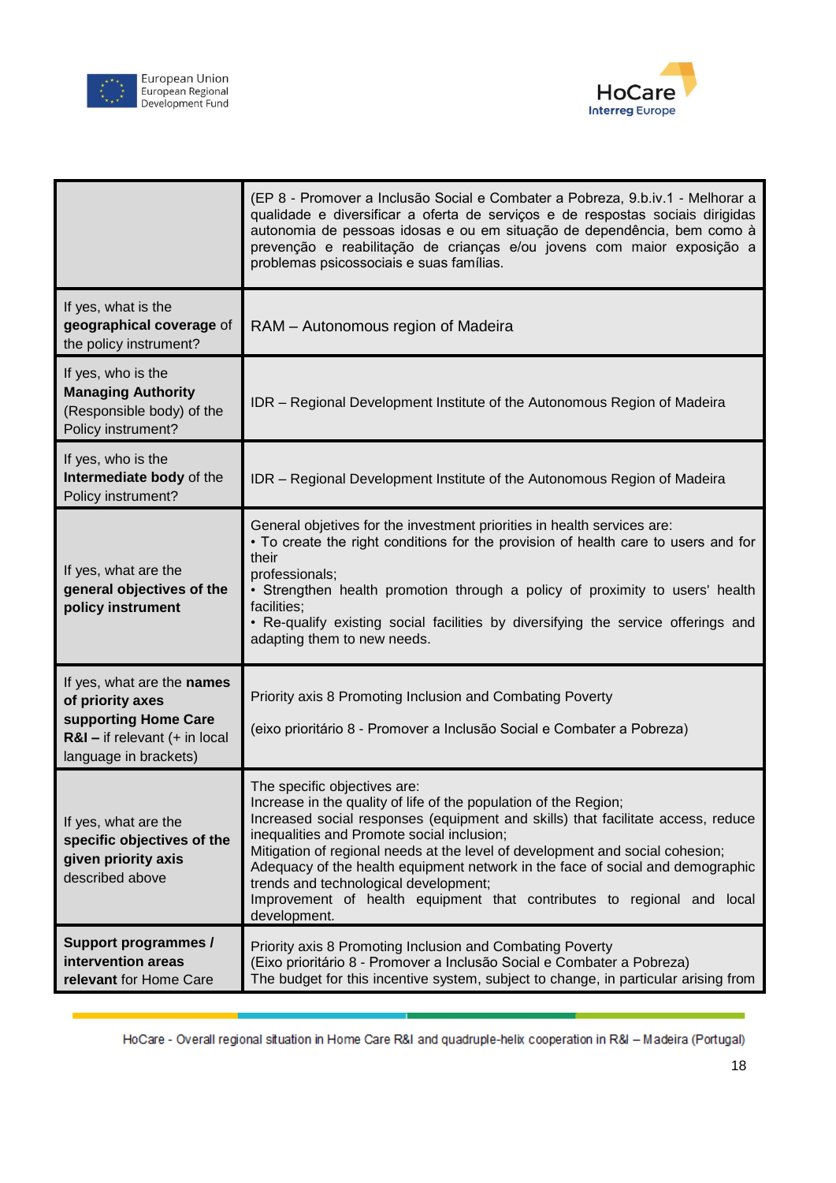| | |
|---|---|
| | (EP 8 - Promover a Inclusão Social e Combater a Pobreza, 9.b.iv.1 - Melhorar a qualidade e diversificar a oferta de serviços e de respostas sociais dirigidas autonomia de pessoas idosas e ou em situação de dependência, bem como à prevenção e reabilitação de crianças e/ou jovens com maior exposição a problemas psicossociais e suas famílias. |
| If yes, what is the **geographical coverage** of the policy instrument? | RAM – Autonomous region of Madeira |
| If yes, who is the **Managing Authority** (Responsible body) of the Policy instrument? | IDR – Regional Development Institute of the Autonomous Region of Madeira |
| If yes, who is the **Intermediate body** of the Policy instrument? | IDR – Regional Development Institute of the Autonomous Region of Madeira |
| If yes, what are the **general objectives of the policy instrument** | General objetives for the investment priorities in health services are:<br>• To create the right conditions for the provision of health care to users and for their professionals;<br>• Strengthen health promotion through a policy of proximity to users' health facilities;<br>• Re-qualify existing social facilities by diversifying the service offerings and adapting them to new needs. |
| If yes, what are the **names of priority axes supporting Home Care R&I –** if relevant (+ in local language in brackets) | Priority axis 8 Promoting Inclusion and Combating Poverty<br><br>(eixo prioritário 8 - Promover a Inclusão Social e Combater a Pobreza) |
| If yes, what are the **specific objectives of the given priority axis** described above | The specific objectives are:<br>Increase in the quality of life of the population of the Region;<br>Increased social responses (equipment and skills) that facilitate access, reduce inequalities and Promote social inclusion;<br>Mitigation of regional needs at the level of development and social cohesion;<br>Adequacy of the health equipment network in the face of social and demographic trends and technological development;<br>Improvement of health equipment that contributes to regional and local development. |
| **Support programmes / intervention areas relevant** for Home Care | Priority axis 8 Promoting Inclusion and Combating Poverty<br>(Eixo prioritário 8 - Promover a Inclusão Social e Combater a Pobreza)<br>The budget for this incentive system, subject to change, in particular arising from |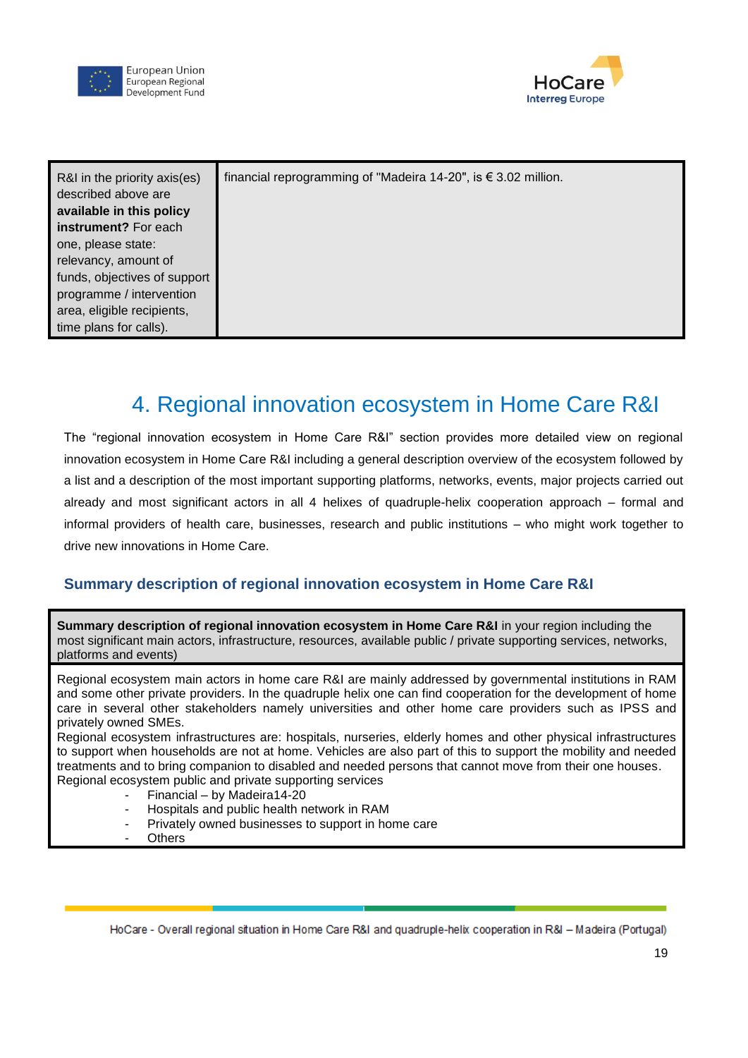| R&I in the priority axis(es) described above are **available in this policy instrument?** For each one, please state: relevancy, amount of funds, objectives of support programme / intervention area, eligible recipients, time plans for calls). | financial reprogramming of "Madeira 14-20", is € 3.02 million. |
|---|---|

# 4. Regional innovation ecosystem in Home Care R&I

The "regional innovation ecosystem in Home Care R&I" section provides more detailed view on regional innovation ecosystem in Home Care R&I including a general description overview of the ecosystem followed by a list and a description of the most important supporting platforms, networks, events, major projects carried out already and most significant actors in all 4 helixes of quadruple-helix cooperation approach – formal and informal providers of health care, businesses, research and public institutions – who might work together to drive new innovations in Home Care.

## Summary description of regional innovation ecosystem in Home Care R&I

| **Summary description of regional innovation ecosystem in Home Care R&I** in your region including the most significant main actors, infrastructure, resources, available public / private supporting services, networks, platforms and events) |
|---|
| Regional ecosystem main actors in home care R&I are mainly addressed by governmental institutions in RAM and some other private providers. In the quadruple helix one can find cooperation for the development of home care in several other stakeholders namely universities and other home care providers such as IPSS and privately owned SMEs.<br>Regional ecosystem infrastructures are: hospitals, nurseries, elderly homes and other physical infrastructures to support when households are not at home. Vehicles are also part of this to support the mobility and needed treatments and to bring companion to disabled and needed persons that cannot move from their one houses.<br>Regional ecosystem public and private supporting services<br>- Financial – by Madeira14-20<br>- Hospitals and public health network in RAM<br>- Privately owned businesses to support in home care<br>- Others |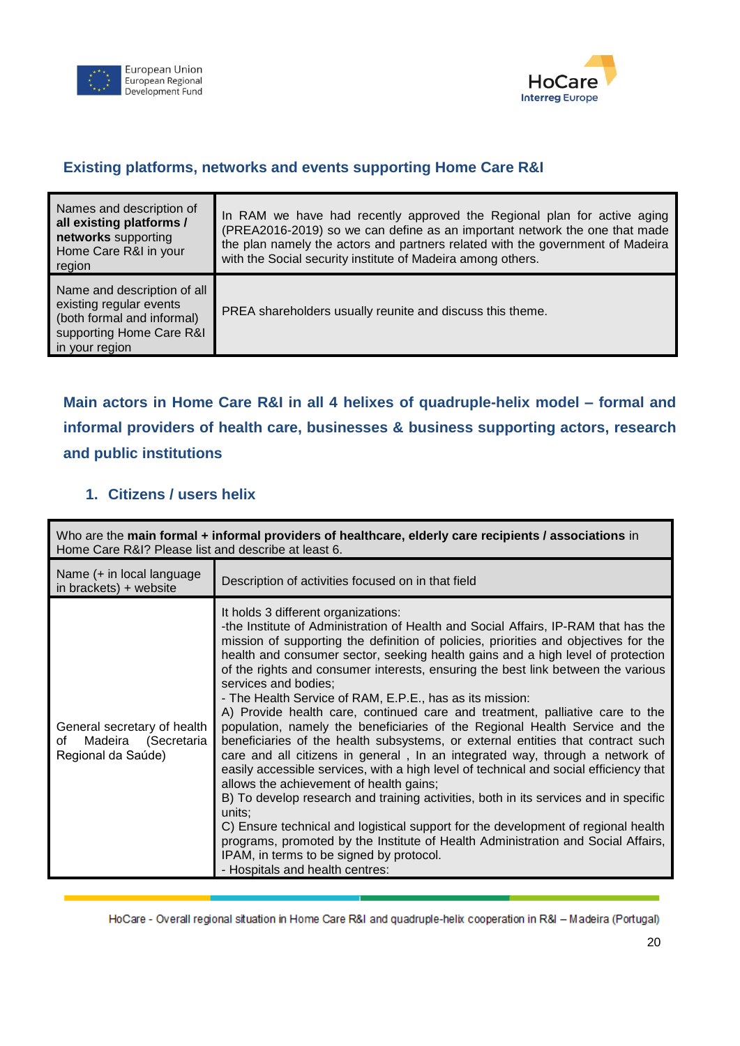## Existing platforms, networks and events supporting Home Care R&I

| | |
|---|---|
| Names and description of **all existing platforms / networks** supporting Home Care R&I in your region | In RAM we have had recently approved the Regional plan for active aging (PREA2016-2019) so we can define as an important network the one that made the plan namely the actors and partners related with the government of Madeira with the Social security institute of Madeira among others. |
| Name and description of all existing regular events (both formal and informal) supporting Home Care R&I in your region | PREA shareholders usually reunite and discuss this theme. |

## Main actors in Home Care R&I in all 4 helixes of quadruple-helix model – formal and informal providers of health care, businesses & business supporting actors, research and public institutions

### 1. Citizens / users helix

| Who are the **main formal + informal providers of healthcare, elderly care recipients / associations** in Home Care R&I? Please list and describe at least 6. | |
|---|---|
| Name (+ in local language in brackets) + website | Description of activities focused on in that field |
| General secretary of health of Madeira (Secretaria Regional da Saúde) | It holds 3 different organizations:<br>-the Institute of Administration of Health and Social Affairs, IP-RAM that has the mission of supporting the definition of policies, priorities and objectives for the health and consumer sector, seeking health gains and a high level of protection of the rights and consumer interests, ensuring the best link between the various services and bodies;<br>- The Health Service of RAM, E.P.E., has as its mission:<br>A) Provide health care, continued care and treatment, palliative care to the population, namely the beneficiaries of the Regional Health Service and the beneficiaries of the health subsystems, or external entities that contract such care and all citizens in general , In an integrated way, through a network of easily accessible services, with a high level of technical and social efficiency that allows the achievement of health gains;<br>B) To develop research and training activities, both in its services and in specific units;<br>C) Ensure technical and logistical support for the development of regional health programs, promoted by the Institute of Health Administration and Social Affairs, IPAM, in terms to be signed by protocol.<br>- Hospitals and health centres: |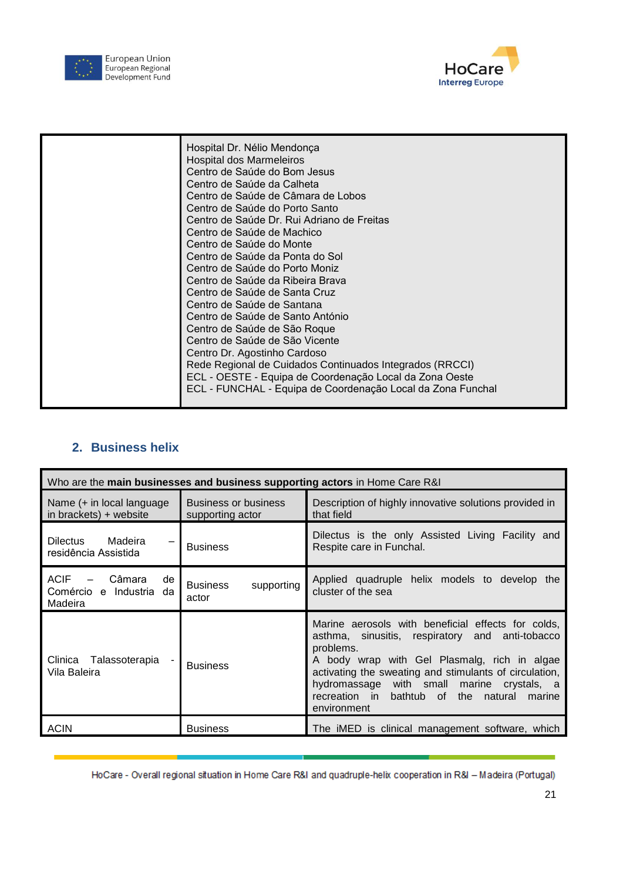| | |
|---|---|
| | Hospital Dr. Nélio Mendonça<br>Hospital dos Marmeleiros<br>Centro de Saúde do Bom Jesus<br>Centro de Saúde da Calheta<br>Centro de Saúde de Câmara de Lobos<br>Centro de Saúde do Porto Santo<br>Centro de Saúde Dr. Rui Adriano de Freitas<br>Centro de Saúde de Machico<br>Centro de Saúde do Monte<br>Centro de Saúde da Ponta do Sol<br>Centro de Saúde do Porto Moniz<br>Centro de Saúde da Ribeira Brava<br>Centro de Saúde de Santa Cruz<br>Centro de Saúde de Santana<br>Centro de Saúde de Santo António<br>Centro de Saúde de São Roque<br>Centro de Saúde de São Vicente<br>Centro Dr. Agostinho Cardoso<br>Rede Regional de Cuidados Continuados Integrados (RRCCI)<br>ECL - OESTE - Equipa de Coordenação Local da Zona Oeste<br>ECL - FUNCHAL - Equipa de Coordenação Local da Zona Funchal |

## 2. Business helix

| Who are the **main businesses and business supporting actors** in Home Care R&I | | |
|---|---|---|
| Name (+ in local language in brackets) + website | Business or business supporting actor | Description of highly innovative solutions provided in that field |
| Dilectus Madeira – residência Assistida | Business | Dilectus is the only Assisted Living Facility and Respite care in Funchal. |
| ACIF – Câmara de Comércio e Industria da Madeira | Business supporting actor | Applied quadruple helix models to develop the cluster of the sea |
| Clinica Talassoterapia - Vila Baleira | Business | Marine aerosols with beneficial effects for colds, asthma, sinusitis, respiratory and anti-tobacco problems.<br>A body wrap with Gel Plasmalg, rich in algae activating the sweating and stimulants of circulation, hydromassage with small marine crystals, a recreation in bathtub of the natural marine environment |
| ACIN | Business | The iMED is clinical management software, which |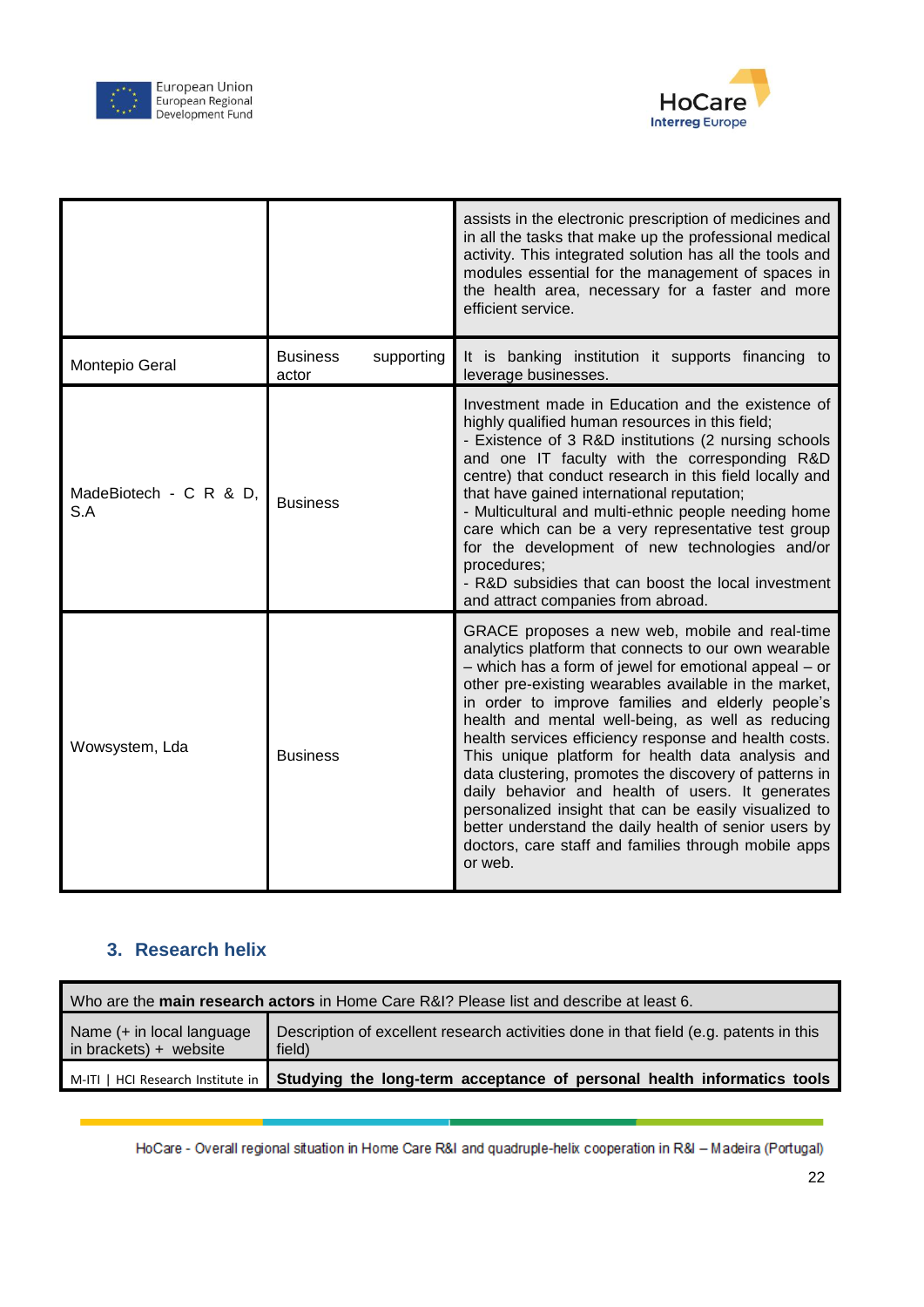| | | |
|---|---|---|
| | | assists in the electronic prescription of medicines and in all the tasks that make up the professional medical activity. This integrated solution has all the tools and modules essential for the management of spaces in the health area, necessary for a faster and more efficient service. |
| Montepio Geral | Business supporting actor | It is banking institution it supports financing to leverage businesses. |
| MadeBiotech - C R & D, S.A | Business | Investment made in Education and the existence of highly qualified human resources in this field;<br>- Existence of 3 R&D institutions (2 nursing schools and one IT faculty with the corresponding R&D centre) that conduct research in this field locally and that have gained international reputation;<br>- Multicultural and multi-ethnic people needing home care which can be a very representative test group for the development of new technologies and/or procedures;<br>- R&D subsidies that can boost the local investment and attract companies from abroad. |
| Wowsystem, Lda | Business | GRACE proposes a new web, mobile and real-time analytics platform that connects to our own wearable – which has a form of jewel for emotional appeal – or other pre-existing wearables available in the market, in order to improve families and elderly people's health and mental well-being, as well as reducing health services efficiency response and health costs. This unique platform for health data analysis and data clustering, promotes the discovery of patterns in daily behavior and health of users. It generates personalized insight that can be easily visualized to better understand the daily health of senior users by doctors, care staff and families through mobile apps or web. |

## 3. Research helix

| Who are the **main research actors** in Home Care R&I? Please list and describe at least 6. | |
|---|---|
| Name (+ in local language in brackets) + website | Description of excellent research activities done in that field (e.g. patents in this field) |
| M-ITI \| HCI Research Institute in | **Studying the long-term acceptance of personal health informatics tools** |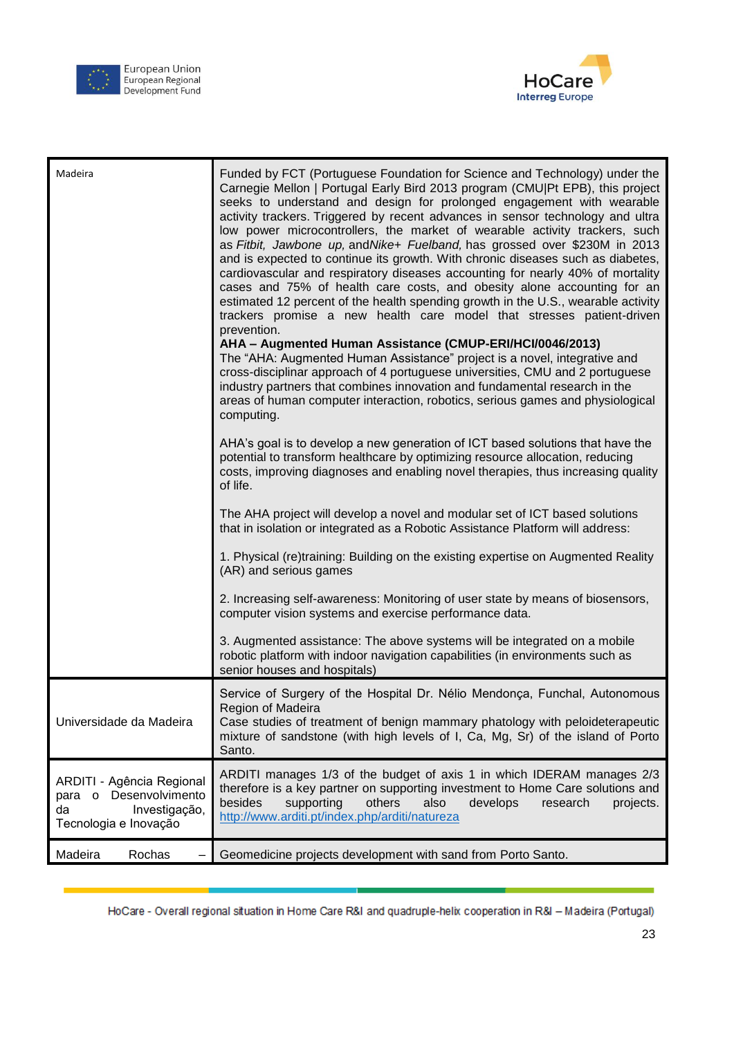| | |
|---|---|
| Madeira | Funded by FCT (Portuguese Foundation for Science and Technology) under the Carnegie Mellon \| Portugal Early Bird 2013 program (CMU\|Pt EPB), this project seeks to understand and design for prolonged engagement with wearable activity trackers. Triggered by recent advances in sensor technology and ultra low power microcontrollers, the market of wearable activity trackers, such as *Fitbit, Jawbone up,* and*Nike+ Fuelband,* has grossed over $230M in 2013 and is expected to continue its growth. With chronic diseases such as diabetes, cardiovascular and respiratory diseases accounting for nearly 40% of mortality cases and 75% of health care costs, and obesity alone accounting for an estimated 12 percent of the health spending growth in the U.S., wearable activity trackers promise a new health care model that stresses patient-driven prevention.<br>**AHA – Augmented Human Assistance (CMUP-ERI/HCI/0046/2013)**<br>The "AHA: Augmented Human Assistance" project is a novel, integrative and cross-disciplinar approach of 4 portuguese universities, CMU and 2 portuguese industry partners that combines innovation and fundamental research in the areas of human computer interaction, robotics, serious games and physiological computing.<br><br>AHA's goal is to develop a new generation of ICT based solutions that have the potential to transform healthcare by optimizing resource allocation, reducing costs, improving diagnoses and enabling novel therapies, thus increasing quality of life.<br><br>The AHA project will develop a novel and modular set of ICT based solutions that in isolation or integrated as a Robotic Assistance Platform will address:<br><br>1. Physical (re)training: Building on the existing expertise on Augmented Reality (AR) and serious games<br><br>2. Increasing self-awareness: Monitoring of user state by means of biosensors, computer vision systems and exercise performance data.<br><br>3. Augmented assistance: The above systems will be integrated on a mobile robotic platform with indoor navigation capabilities (in environments such as senior houses and hospitals) |
| Universidade da Madeira | Service of Surgery of the Hospital Dr. Nélio Mendonça, Funchal, Autonomous Region of Madeira<br>Case studies of treatment of benign mammary phatology with peloideterapeutic mixture of sandstone (with high levels of I, Ca, Mg, Sr) of the island of Porto Santo. |
| ARDITI - Agência Regional para o Desenvolvimento da Investigação, Tecnologia e Inovação | ARDITI manages 1/3 of the budget of axis 1 in which IDERAM manages 2/3 therefore is a key partner on supporting investment to Home Care solutions and besides supporting others also develops research projects. http://www.arditi.pt/index.php/arditi/natureza |
| Madeira Rochas – | Geomedicine projects development with sand from Porto Santo. |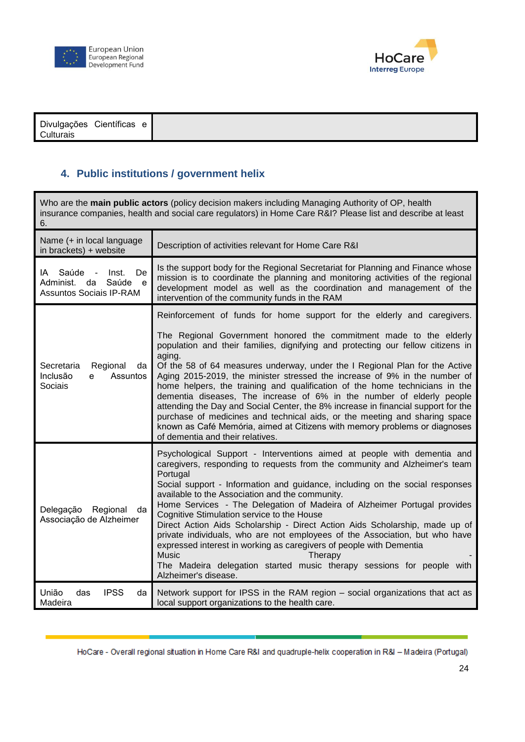| Divulgações Científicas e Culturais | |
|---|---|

## 4. Public institutions / government helix

| Who are the **main public actors** (policy decision makers including Managing Authority of OP, health insurance companies, health and social care regulators) in Home Care R&I? Please list and describe at least 6. | |
|---|---|
| Name (+ in local language in brackets) + website | Description of activities relevant for Home Care R&I |
| IA Saúde - Inst. De Administ. da Saúde e Assuntos Sociais IP-RAM | Is the support body for the Regional Secretariat for Planning and Finance whose mission is to coordinate the planning and monitoring activities of the regional development model as well as the coordination and management of the intervention of the community funds in the RAM |
| Secretaria Regional da Inclusão e Assuntos Sociais | Reinforcement of funds for home support for the elderly and caregivers.<br><br>The Regional Government honored the commitment made to the elderly population and their families, dignifying and protecting our fellow citizens in aging.<br>Of the 58 of 64 measures underway, under the I Regional Plan for the Active Aging 2015-2019, the minister stressed the increase of 9% in the number of home helpers, the training and qualification of the home technicians in the dementia diseases, The increase of 6% in the number of elderly people attending the Day and Social Center, the 8% increase in financial support for the purchase of medicines and technical aids, or the meeting and sharing space known as Café Memória, aimed at Citizens with memory problems or diagnoses of dementia and their relatives. |
| Delegação Regional da Associação de Alzheimer | Psychological Support - Interventions aimed at people with dementia and caregivers, responding to requests from the community and Alzheimer's team Portugal<br>Social support - Information and guidance, including on the social responses available to the Association and the community.<br>Home Services - The Delegation of Madeira of Alzheimer Portugal provides Cognitive Stimulation service to the House<br>Direct Action Aids Scholarship - Direct Action Aids Scholarship, made up of private individuals, who are not employees of the Association, but who have expressed interest in working as caregivers of people with Dementia<br>Music Therapy -<br>The Madeira delegation started music therapy sessions for people with Alzheimer's disease. |
| União das IPSS da Madeira | Network support for IPSS in the RAM region – social organizations that act as local support organizations to the health care. |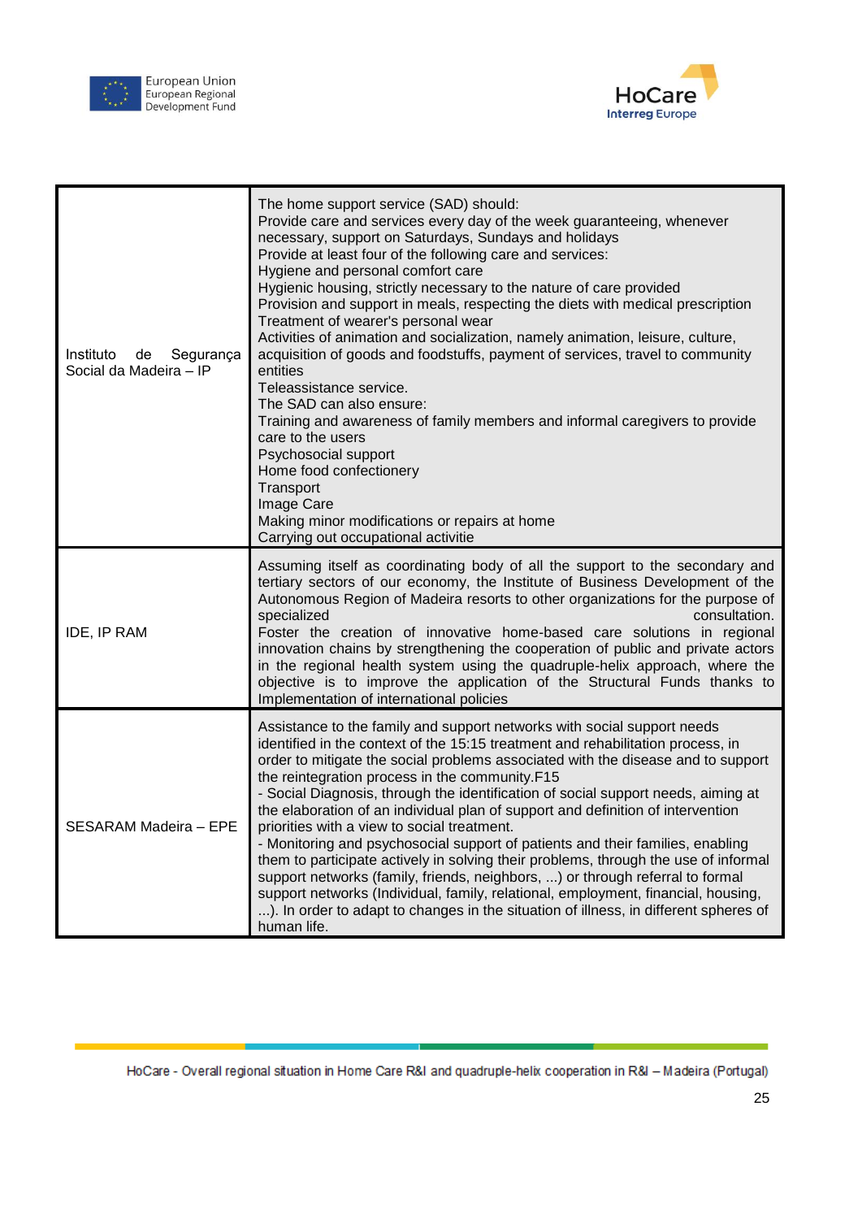| | |
|---|---|
| Instituto de Segurança Social da Madeira – IP | The home support service (SAD) should:<br>Provide care and services every day of the week guaranteeing, whenever necessary, support on Saturdays, Sundays and holidays<br>Provide at least four of the following care and services:<br>Hygiene and personal comfort care<br>Hygienic housing, strictly necessary to the nature of care provided<br>Provision and support in meals, respecting the diets with medical prescription<br>Treatment of wearer's personal wear<br>Activities of animation and socialization, namely animation, leisure, culture, acquisition of goods and foodstuffs, payment of services, travel to community entities<br>Teleassistance service.<br>The SAD can also ensure:<br>Training and awareness of family members and informal caregivers to provide care to the users<br>Psychosocial support<br>Home food confectionery<br>Transport<br>Image Care<br>Making minor modifications or repairs at home<br>Carrying out occupational activitie |
| IDE, IP RAM | Assuming itself as coordinating body of all the support to the secondary and tertiary sectors of our economy, the Institute of Business Development of the Autonomous Region of Madeira resorts to other organizations for the purpose of specialized consultation.<br>Foster the creation of innovative home-based care solutions in regional innovation chains by strengthening the cooperation of public and private actors in the regional health system using the quadruple-helix approach, where the objective is to improve the application of the Structural Funds thanks to Implementation of international policies |
| SESARAM Madeira – EPE | Assistance to the family and support networks with social support needs identified in the context of the 15:15 treatment and rehabilitation process, in order to mitigate the social problems associated with the disease and to support the reintegration process in the community.F15<br>- Social Diagnosis, through the identification of social support needs, aiming at the elaboration of an individual plan of support and definition of intervention priorities with a view to social treatment.<br>- Monitoring and psychosocial support of patients and their families, enabling them to participate actively in solving their problems, through the use of informal support networks (family, friends, neighbors, ...) or through referral to formal support networks (Individual, family, relational, employment, financial, housing, ...). In order to adapt to changes in the situation of illness, in different spheres of human life. |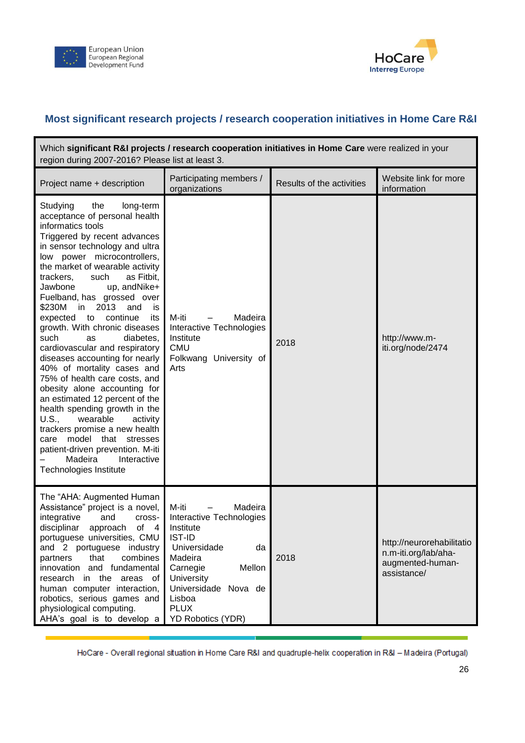## Most significant research projects / research cooperation initiatives in Home Care R&I

| Which **significant R&I projects / research cooperation initiatives in Home Care** were realized in your region during 2007-2016? Please list at least 3. | | | |
|---|---|---|---|
| Project name + description | Participating members / organizations | Results of the activities | Website link for more information |
| Studying the long-term acceptance of personal health informatics tools<br>Triggered by recent advances in sensor technology and ultra low power microcontrollers, the market of wearable activity trackers, such as Fitbit, Jawbone up, andNike+ Fuelband, has grossed over \$230M in 2013 and is expected to continue its growth. With chronic diseases such as diabetes, cardiovascular and respiratory diseases accounting for nearly 40% of mortality cases and 75% of health care costs, and obesity alone accounting for an estimated 12 percent of the health spending growth in the U.S., wearable activity trackers promise a new health care model that stresses patient-driven prevention. M-iti – Madeira Interactive Technologies Institute | M-iti – Madeira Interactive Technologies Institute<br>CMU<br>Folkwang University of Arts | 2018 | http://www.m-iti.org/node/2474 |
| The "AHA: Augmented Human Assistance" project is a novel, integrative and cross-disciplinar approach of 4 portuguese universities, CMU and 2 portuguese industry partners that combines innovation and fundamental research in the areas of human computer interaction, robotics, serious games and physiological computing.<br>AHA's goal is to develop a | M-iti – Madeira Interactive Technologies Institute<br>IST-ID<br>Universidade da Madeira<br>Carnegie Mellon University<br>Universidade Nova de Lisboa<br>PLUX<br>YD Robotics (YDR) | 2018 | http://neurorehabilitation.m-iti.org/lab/aha-augmented-human-assistance/ |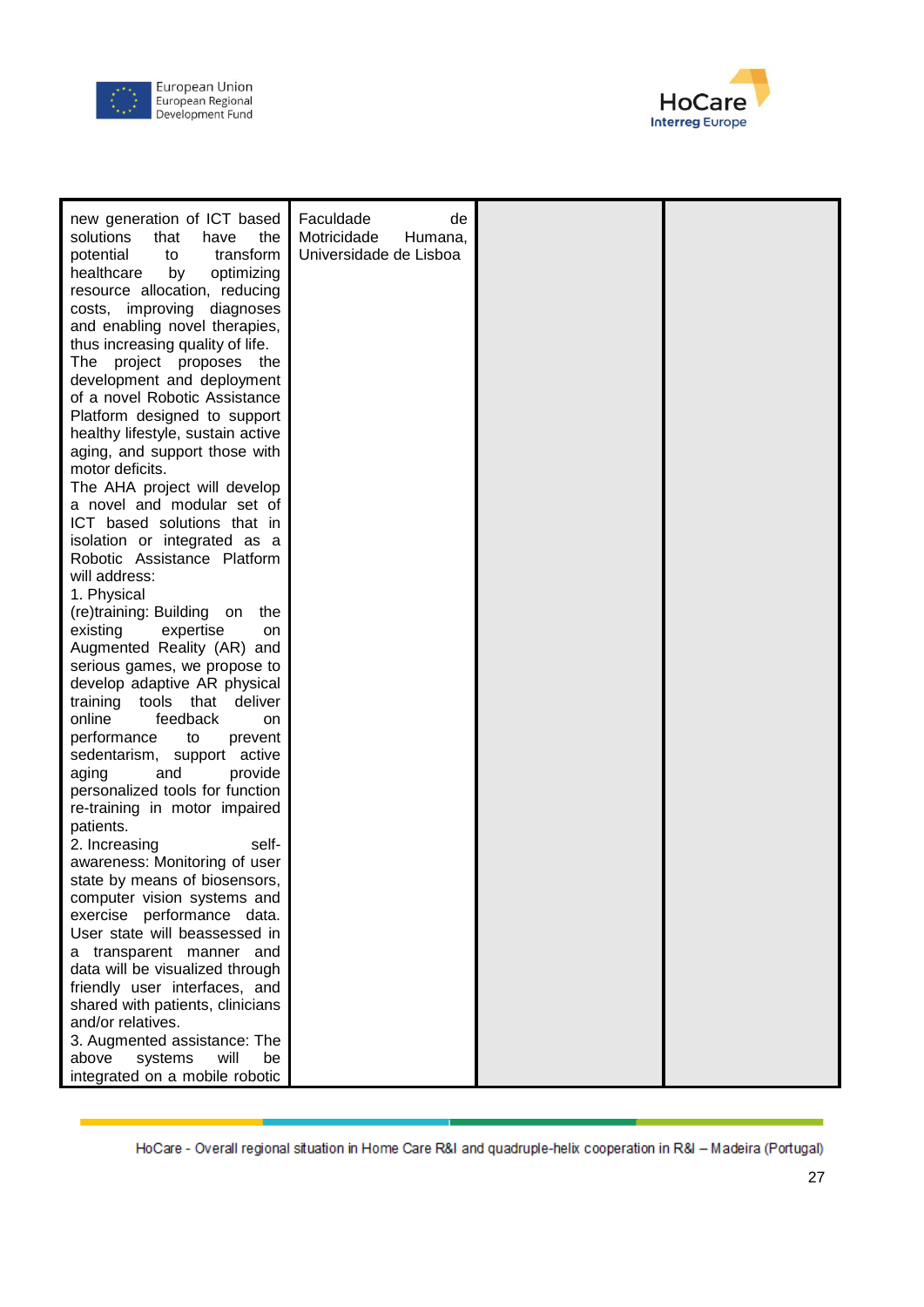| | | | |
|---|---|---|---|
| new generation of ICT based solutions that have the potential to transform healthcare by optimizing resource allocation, reducing costs, improving diagnoses and enabling novel therapies, thus increasing quality of life.<br>The project proposes the development and deployment of a novel Robotic Assistance Platform designed to support healthy lifestyle, sustain active aging, and support those with motor deficits.<br>The AHA project will develop a novel and modular set of ICT based solutions that in isolation or integrated as a Robotic Assistance Platform will address:<br>1. Physical (re)training: Building on the existing expertise on Augmented Reality (AR) and serious games, we propose to develop adaptive AR physical training tools that deliver online feedback on performance to prevent sedentarism, support active aging and provide personalized tools for function re-training in motor impaired patients.<br>2. Increasing self-awareness: Monitoring of user state by means of biosensors, computer vision systems and exercise performance data. User state will beassessed in a transparent manner and data will be visualized through friendly user interfaces, and shared with patients, clinicians and/or relatives.<br>3. Augmented assistance: The above systems will be integrated on a mobile robotic | Faculdade de Motricidade Humana, Universidade de Lisboa | | |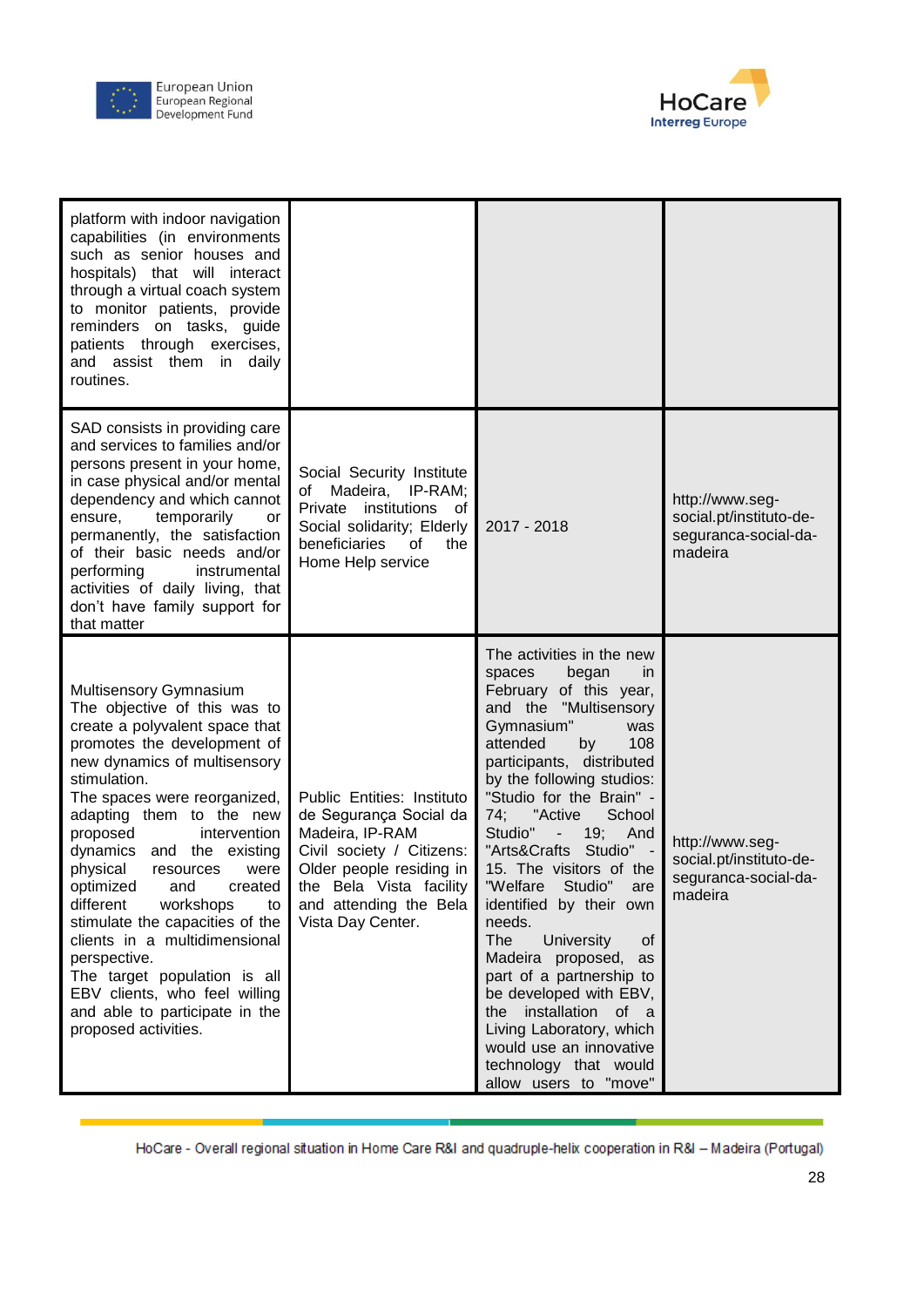| | | | |
|---|---|---|---|
| platform with indoor navigation capabilities (in environments such as senior houses and hospitals) that will interact through a virtual coach system to monitor patients, provide reminders on tasks, guide patients through exercises, and assist them in daily routines. | | | |
| SAD consists in providing care and services to families and/or persons present in your home, in case physical and/or mental dependency and which cannot ensure, temporarily or permanently, the satisfaction of their basic needs and/or performing instrumental activities of daily living, that don't have family support for that matter | Social Security Institute of Madeira, IP-RAM; Private institutions of Social solidarity; Elderly beneficiaries of the Home Help service | 2017 - 2018 | http://www.seg-social.pt/instituto-de-seguranca-social-da-madeira |
| Multisensory Gymnasium<br>The objective of this was to create a polyvalent space that promotes the development of new dynamics of multisensory stimulation.<br>The spaces were reorganized, adapting them to the new proposed intervention dynamics and the existing physical resources were optimized and created different workshops to stimulate the capacities of the clients in a multidimensional perspective.<br>The target population is all EBV clients, who feel willing and able to participate in the proposed activities. | Public Entities: Instituto de Segurança Social da Madeira, IP-RAM<br>Civil society / Citizens: Older people residing in the Bela Vista facility and attending the Bela Vista Day Center. | The activities in the new spaces began in February of this year, and the "Multisensory Gymnasium" was attended by 108 participants, distributed by the following studios: "Studio for the Brain" - 74; "Active School Studio" - 19; And "Arts&Crafts Studio" - 15. The visitors of the "Welfare Studio" are identified by their own needs.<br>The University of Madeira proposed, as part of a partnership to be developed with EBV, the installation of a Living Laboratory, which would use an innovative technology that would allow users to "move" | http://www.seg-social.pt/instituto-de-seguranca-social-da-madeira |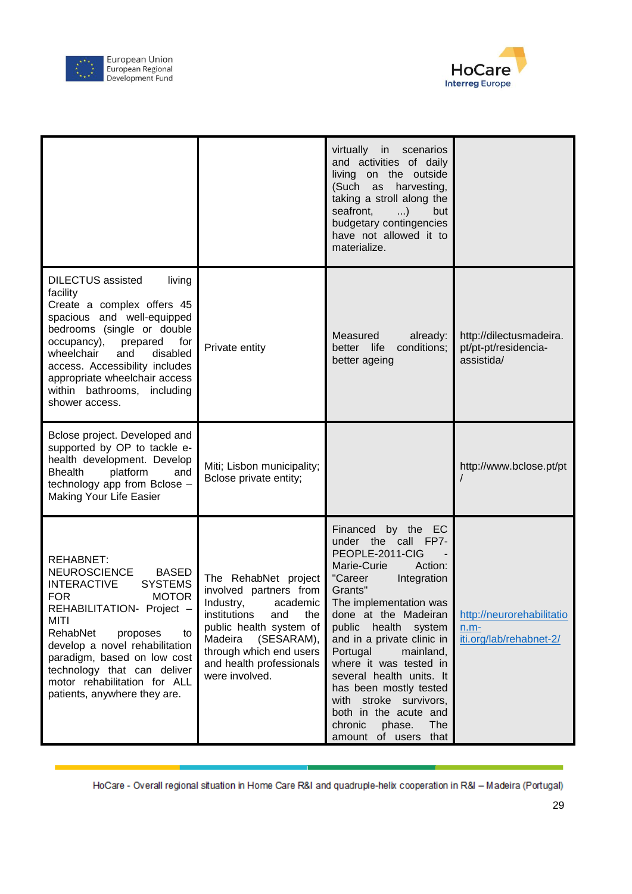| | | | |
|---|---|---|---|
| | | virtually in scenarios and activities of daily living on the outside (Such as harvesting, taking a stroll along the seafront, ...) but budgetary contingencies have not allowed it to materialize. | |
| DILECTUS assisted living facility<br>Create a complex offers 45 spacious and well-equipped bedrooms (single or double occupancy), prepared for wheelchair and disabled access. Accessibility includes appropriate wheelchair access within bathrooms, including shower access. | Private entity | Measured already: better life conditions; better ageing | http://dilectusmadeira.pt/pt-pt/residencia-assistida/ |
| Bclose project. Developed and supported by OP to tackle e-health development. Develop Bhealth platform and technology app from Bclose – Making Your Life Easier | Miti; Lisbon municipality; Bclose private entity; | | http://www.bclose.pt/pt/ |
| REHABNET: NEUROSCIENCE BASED INTERACTIVE SYSTEMS FOR MOTOR REHABILITATION- Project – MITI<br>RehabNet proposes to develop a novel rehabilitation paradigm, based on low cost technology that can deliver motor rehabilitation for ALL patients, anywhere they are. | The RehabNet project involved partners from Industry, academic institutions and the public health system of Madeira (SESARAM), through which end users and health professionals were involved. | Financed by the EC under the call FP7-PEOPLE-2011-CIG - Marie-Curie Action: "Career Integration Grants"<br>The implementation was done at the Madeiran public health system and in a private clinic in Portugal mainland, where it was tested in several health units. It has been mostly tested with stroke survivors, both in the acute and chronic phase. The amount of users that | http://neurorehabilitation.m-iti.org/lab/rehabnet-2/ |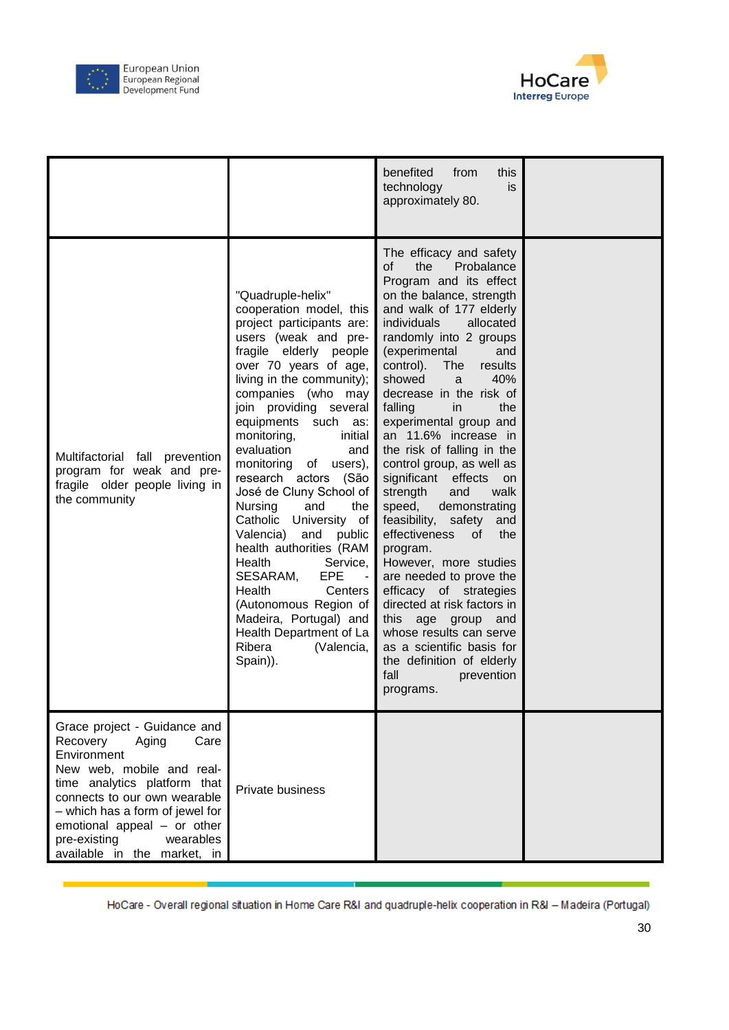| | | | |
|---|---|---|---|
| | | benefited from this technology is approximately 80. | |
| Multifactorial fall prevention program for weak and pre-fragile older people living in the community | "Quadruple-helix" cooperation model, this project participants are: users (weak and pre-fragile elderly people over 70 years of age, living in the community); companies (who may join providing several equipments such as: monitoring, initial evaluation and monitoring of users), research actors (São José de Cluny School of Nursing and the Catholic University of Valencia) and public health authorities (RAM Health Service, SESARAM, EPE - Health Centers (Autonomous Region of Madeira, Portugal) and Health Department of La Ribera (Valencia, Spain)). | The efficacy and safety of the Probalance Program and its effect on the balance, strength and walk of 177 elderly individuals allocated randomly into 2 groups (experimental and control). The results showed a 40% decrease in the risk of falling in the experimental group and an 11.6% increase in the risk of falling in the control group, as well as significant effects on strength and walk speed, demonstrating feasibility, safety and effectiveness of the program.<br>However, more studies are needed to prove the efficacy of strategies directed at risk factors in this age group and whose results can serve as a scientific basis for the definition of elderly fall prevention programs. | |
| Grace project - Guidance and Recovery Aging Care Environment<br>New web, mobile and real-time analytics platform that connects to our own wearable – which has a form of jewel for emotional appeal – or other pre-existing wearables available in the market, in | Private business | | |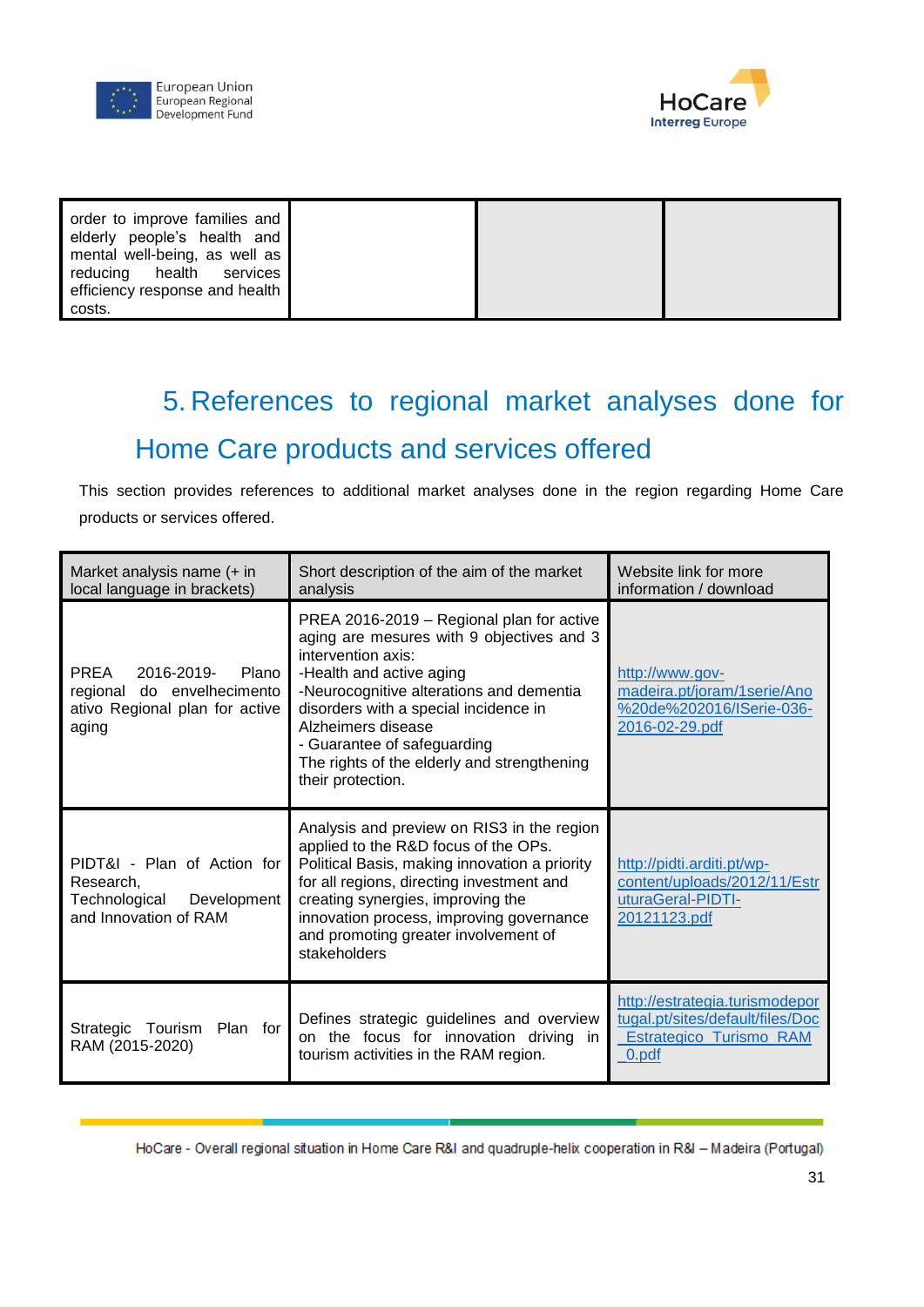| order to improve families and elderly people's health and mental well-being, as well as reducing health services efficiency response and health costs. | | | |
|---|---|---|---|

# 5. References to regional market analyses done for Home Care products and services offered

This section provides references to additional market analyses done in the region regarding Home Care products or services offered.

| Market analysis name (+ in local language in brackets) | Short description of the aim of the market analysis | Website link for more information / download |
|---|---|---|
| PREA 2016-2019- Plano regional do envelhecimento ativo Regional plan for active aging | PREA 2016-2019 – Regional plan for active aging are mesures with 9 objectives and 3 intervention axis:<br>-Health and active aging<br>-Neurocognitive alterations and dementia disorders with a special incidence in Alzheimers disease<br>- Guarantee of safeguarding<br>The rights of the elderly and strengthening their protection. | http://www.gov-madeira.pt/joram/1serie/Ano%20de%202016/ISerie-036-2016-02-29.pdf |
| PIDT&I - Plan of Action for Research, Technological Development and Innovation of RAM | Analysis and preview on RIS3 in the region applied to the R&D focus of the OPs. Political Basis, making innovation a priority for all regions, directing investment and creating synergies, improving the innovation process, improving governance and promoting greater involvement of stakeholders | http://pidti.arditi.pt/wp-content/uploads/2012/11/EstruturaGeral-PIDTI-20121123.pdf |
| Strategic Tourism Plan for RAM (2015-2020) | Defines strategic guidelines and overview on the focus for innovation driving in tourism activities in the RAM region. | http://estrategia.turismodeportugal.pt/sites/default/files/Doc_Estrategico_Turismo_RAM_0.pdf |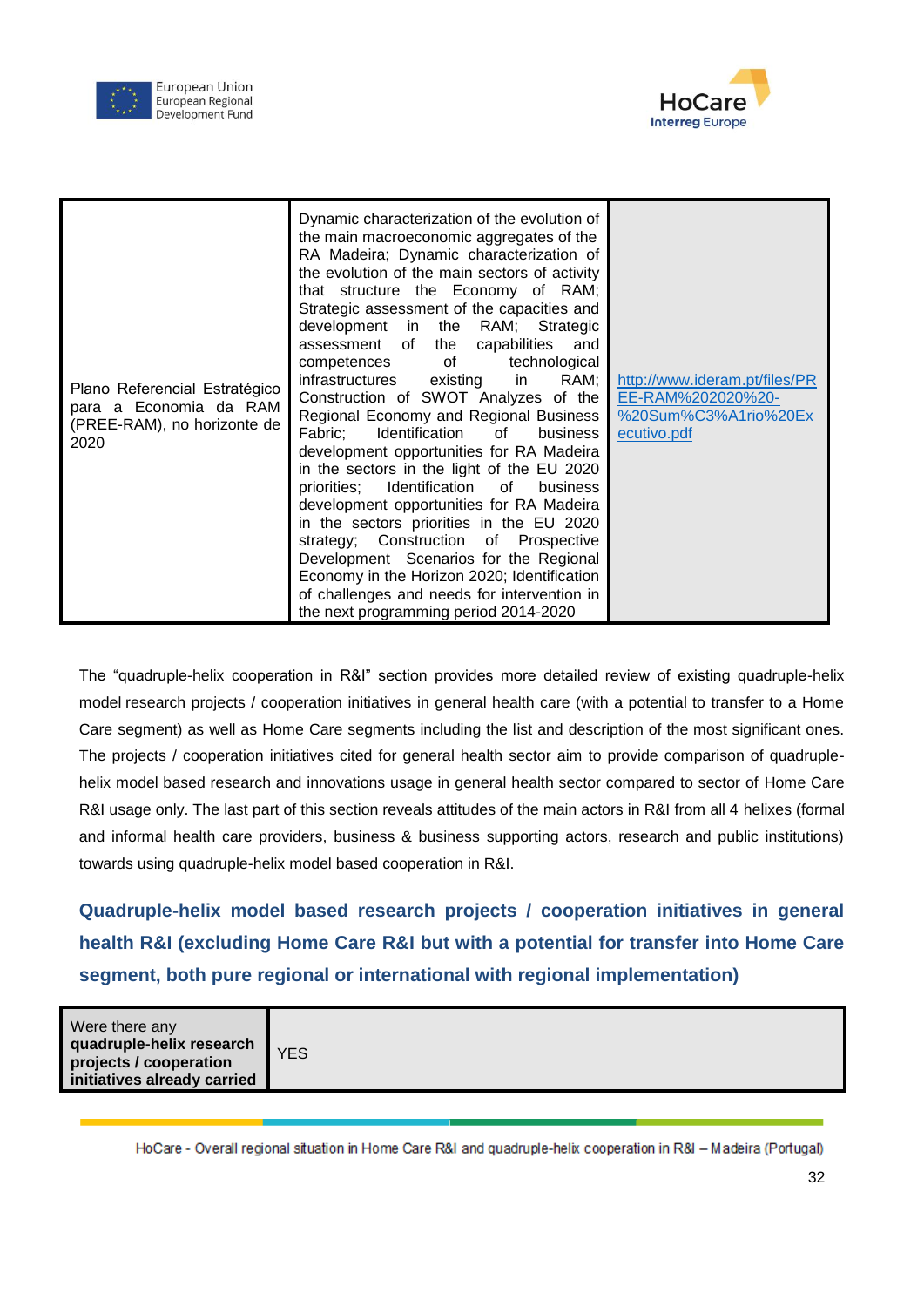| | | |
|---|---|---|
| Plano Referencial Estratégico para a Economia da RAM (PREE-RAM), no horizonte de 2020 | Dynamic characterization of the evolution of the main macroeconomic aggregates of the RA Madeira; Dynamic characterization of the evolution of the main sectors of activity that structure the Economy of RAM; Strategic assessment of the capacities and development in the RAM; Strategic assessment of the capabilities and competences of technological infrastructures existing in RAM; Construction of SWOT Analyzes of the Regional Economy and Regional Business Fabric; Identification of business development opportunities for RA Madeira in the sectors in the light of the EU 2020 priorities; Identification of business development opportunities for RA Madeira in the sectors priorities in the EU 2020 strategy; Construction of Prospective Development Scenarios for the Regional Economy in the Horizon 2020; Identification of challenges and needs for intervention in the next programming period 2014-2020 | http://www.ideram.pt/files/PREE-RAM%202020%20-%20Sum%C3%A1rio%20Executivo.pdf |

The "quadruple-helix cooperation in R&I" section provides more detailed review of existing quadruple-helix model research projects / cooperation initiatives in general health care (with a potential to transfer to a Home Care segment) as well as Home Care segments including the list and description of the most significant ones. The projects / cooperation initiatives cited for general health sector aim to provide comparison of quadruple-helix model based research and innovations usage in general health sector compared to sector of Home Care R&I usage only. The last part of this section reveals attitudes of the main actors in R&I from all 4 helixes (formal and informal health care providers, business & business supporting actors, research and public institutions) towards using quadruple-helix model based cooperation in R&I.

### Quadruple-helix model based research projects / cooperation initiatives in general health R&I (excluding Home Care R&I but with a potential for transfer into Home Care segment, both pure regional or international with regional implementation)

| Were there any **quadruple-helix research projects / cooperation initiatives already carried** | YES |
|---|---|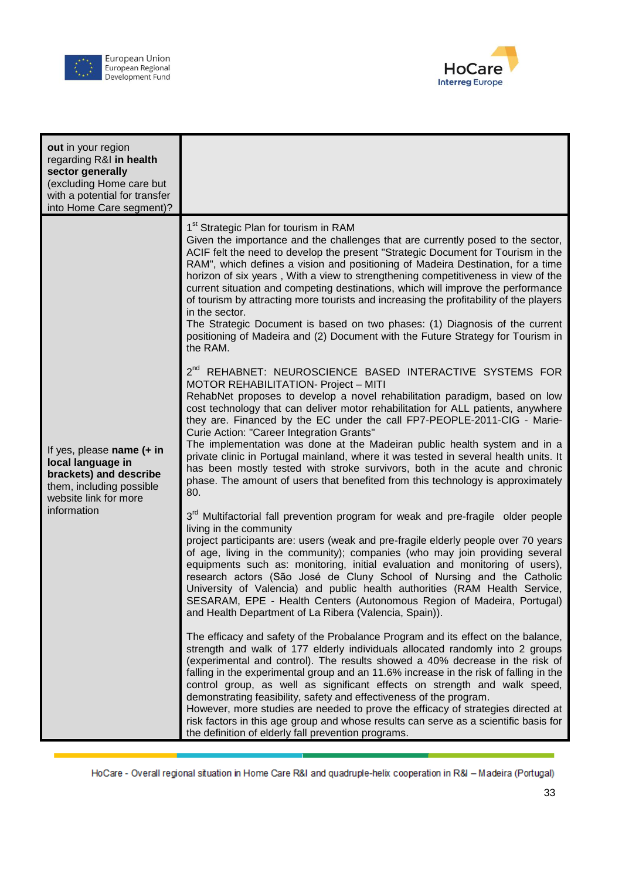| **out** in your region regarding R&I **in health sector generally** (excluding Home care but with a potential for transfer into Home Care segment)? | |
|---|---|
| If yes, please **name (+ in local language in brackets) and describe** them, including possible website link for more information | 1st Strategic Plan for tourism in RAM<br>Given the importance and the challenges that are currently posed to the sector, ACIF felt the need to develop the present "Strategic Document for Tourism in the RAM", which defines a vision and positioning of Madeira Destination, for a time horizon of six years , With a view to strengthening competitiveness in view of the current situation and competing destinations, which will improve the performance of tourism by attracting more tourists and increasing the profitability of the players in the sector.<br>The Strategic Document is based on two phases: (1) Diagnosis of the current positioning of Madeira and (2) Document with the Future Strategy for Tourism in the RAM.<br><br>2nd REHABNET: NEUROSCIENCE BASED INTERACTIVE SYSTEMS FOR MOTOR REHABILITATION- Project – MITI<br>RehabNet proposes to develop a novel rehabilitation paradigm, based on low cost technology that can deliver motor rehabilitation for ALL patients, anywhere they are. Financed by the EC under the call FP7-PEOPLE-2011-CIG - Marie-Curie Action: "Career Integration Grants"<br>The implementation was done at the Madeiran public health system and in a private clinic in Portugal mainland, where it was tested in several health units. It has been mostly tested with stroke survivors, both in the acute and chronic phase. The amount of users that benefited from this technology is approximately 80.<br><br>3rd Multifactorial fall prevention program for weak and pre-fragile older people living in the community<br>project participants are: users (weak and pre-fragile elderly people over 70 years of age, living in the community); companies (who may join providing several equipments such as: monitoring, initial evaluation and monitoring of users), research actors (São José de Cluny School of Nursing and the Catholic University of Valencia) and public health authorities (RAM Health Service, SESARAM, EPE - Health Centers (Autonomous Region of Madeira, Portugal) and Health Department of La Ribera (Valencia, Spain)).<br><br>The efficacy and safety of the Probalance Program and its effect on the balance, strength and walk of 177 elderly individuals allocated randomly into 2 groups (experimental and control). The results showed a 40% decrease in the risk of falling in the experimental group and an 11.6% increase in the risk of falling in the control group, as well as significant effects on strength and walk speed, demonstrating feasibility, safety and effectiveness of the program.<br>However, more studies are needed to prove the efficacy of strategies directed at risk factors in this age group and whose results can serve as a scientific basis for the definition of elderly fall prevention programs. |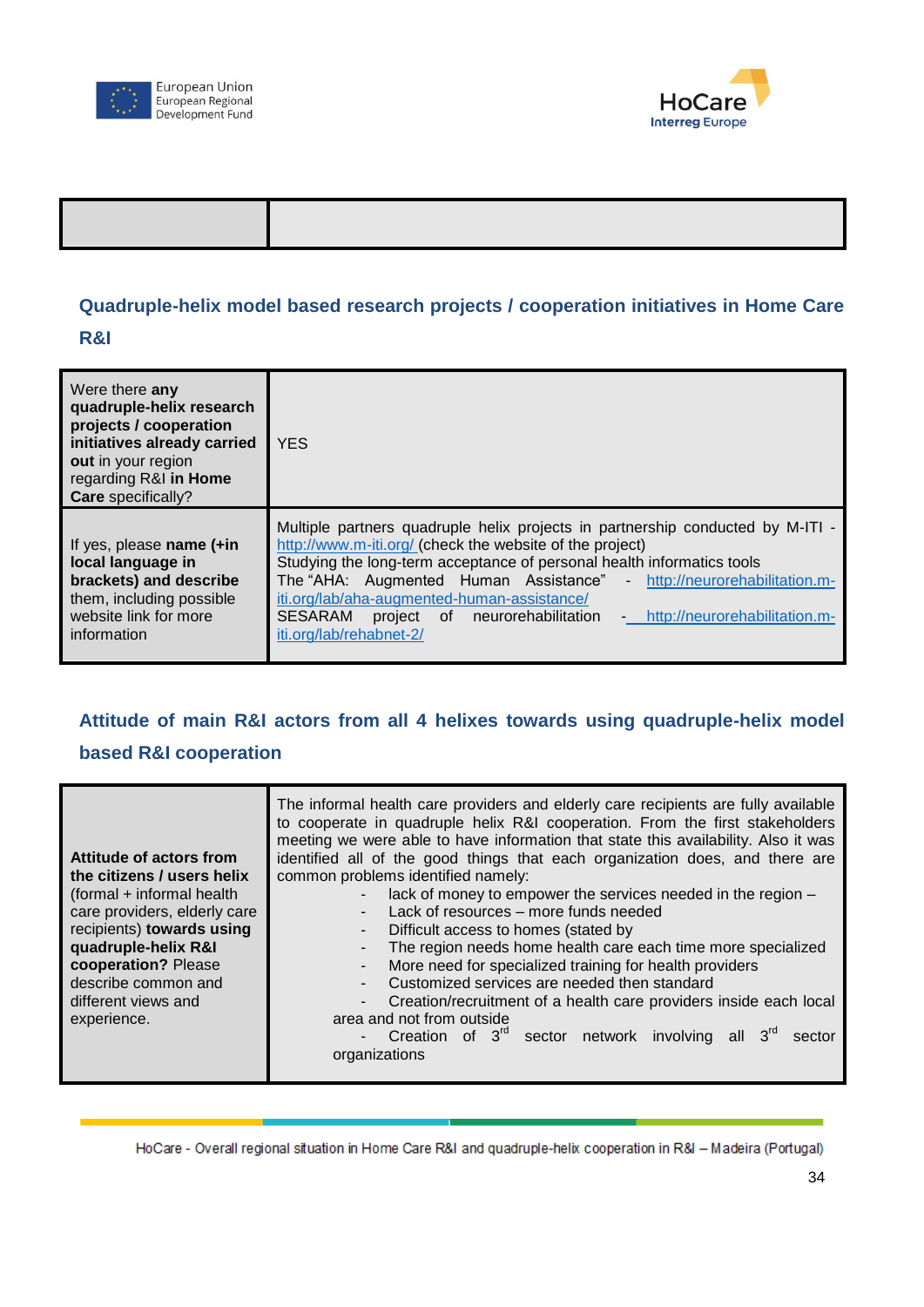| | |
|---|---|
| | |

## Quadruple-helix model based research projects / cooperation initiatives in Home Care R&I

| | |
|---|---|
| Were there **any quadruple-helix research projects / cooperation initiatives already carried out** in your region regarding R&I **in Home Care** specifically? | YES |
| If yes, please **name (+in local language in brackets) and describe** them, including possible website link for more information | Multiple partners quadruple helix projects in partnership conducted by M-ITI - http://www.m-iti.org/ (check the website of the project)<br>Studying the long-term acceptance of personal health informatics tools<br>The "AHA: Augmented Human Assistance" - http://neurorehabilitation.m-iti.org/lab/aha-augmented-human-assistance/<br>SESARAM project of neurorehabilitation - http://neurorehabilitation.m-iti.org/lab/rehabnet-2/ |

## Attitude of main R&I actors from all 4 helixes towards using quadruple-helix model based R&I cooperation

| | |
|---|---|
| **Attitude of actors from the citizens / users helix** (formal + informal health care providers, elderly care recipients) **towards using quadruple-helix R&I cooperation?** Please describe common and different views and experience. | The informal health care providers and elderly care recipients are fully available to cooperate in quadruple helix R&I cooperation. From the first stakeholders meeting we were able to have information that state this availability. Also it was identified all of the good things that each organization does, and there are common problems identified namely:<br>- lack of money to empower the services needed in the region –<br>- Lack of resources – more funds needed<br>- Difficult access to homes (stated by<br>- The region needs home health care each time more specialized<br>- More need for specialized training for health providers<br>- Customized services are needed then standard<br>- Creation/recruitment of a health care providers inside each local area and not from outside<br>- Creation of 3rd sector network involving all 3rd sector organizations |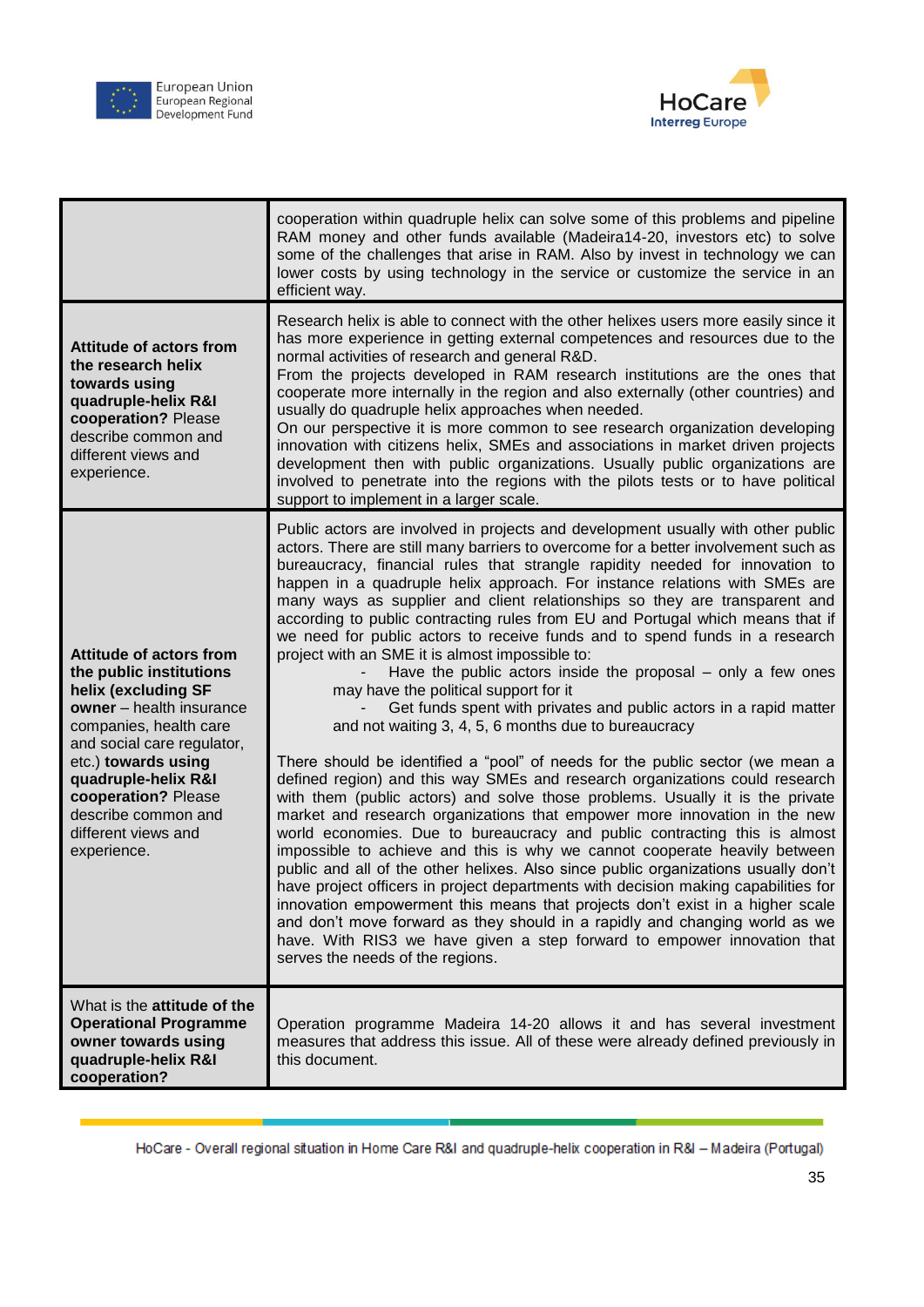| | |
|---|---|
| | cooperation within quadruple helix can solve some of this problems and pipeline RAM money and other funds available (Madeira14-20, investors etc) to solve some of the challenges that arise in RAM. Also by invest in technology we can lower costs by using technology in the service or customize the service in an efficient way. |
| **Attitude of actors from the research helix towards using quadruple-helix R&I cooperation?** Please describe common and different views and experience. | Research helix is able to connect with the other helixes users more easily since it has more experience in getting external competences and resources due to the normal activities of research and general R&D.<br>From the projects developed in RAM research institutions are the ones that cooperate more internally in the region and also externally (other countries) and usually do quadruple helix approaches when needed.<br>On our perspective it is more common to see research organization developing innovation with citizens helix, SMEs and associations in market driven projects development then with public organizations. Usually public organizations are involved to penetrate into the regions with the pilots tests or to have political support to implement in a larger scale. |
| **Attitude of actors from the public institutions helix (excluding SF owner** – health insurance companies, health care and social care regulator, etc.) **towards using quadruple-helix R&I cooperation?** Please describe common and different views and experience. | Public actors are involved in projects and development usually with other public actors. There are still many barriers to overcome for a better involvement such as bureaucracy, financial rules that strangle rapidity needed for innovation to happen in a quadruple helix approach. For instance relations with SMEs are many ways as supplier and client relationships so they are transparent and according to public contracting rules from EU and Portugal which means that if we need for public actors to receive funds and to spend funds in a research project with an SME it is almost impossible to:<br>- Have the public actors inside the proposal – only a few ones may have the political support for it<br>- Get funds spent with privates and public actors in a rapid matter and not waiting 3, 4, 5, 6 months due to bureaucracy<br><br>There should be identified a "pool" of needs for the public sector (we mean a defined region) and this way SMEs and research organizations could research with them (public actors) and solve those problems. Usually it is the private market and research organizations that empower more innovation in the new world economies. Due to bureaucracy and public contracting this is almost impossible to achieve and this is why we cannot cooperate heavily between public and all of the other helixes. Also since public organizations usually don't have project officers in project departments with decision making capabilities for innovation empowerment this means that projects don't exist in a higher scale and don't move forward as they should in a rapidly and changing world as we have. With RIS3 we have given a step forward to empower innovation that serves the needs of the regions. |
| What is the **attitude of the Operational Programme owner towards using quadruple-helix R&I cooperation?** | Operation programme Madeira 14-20 allows it and has several investment measures that address this issue. All of these were already defined previously in this document. |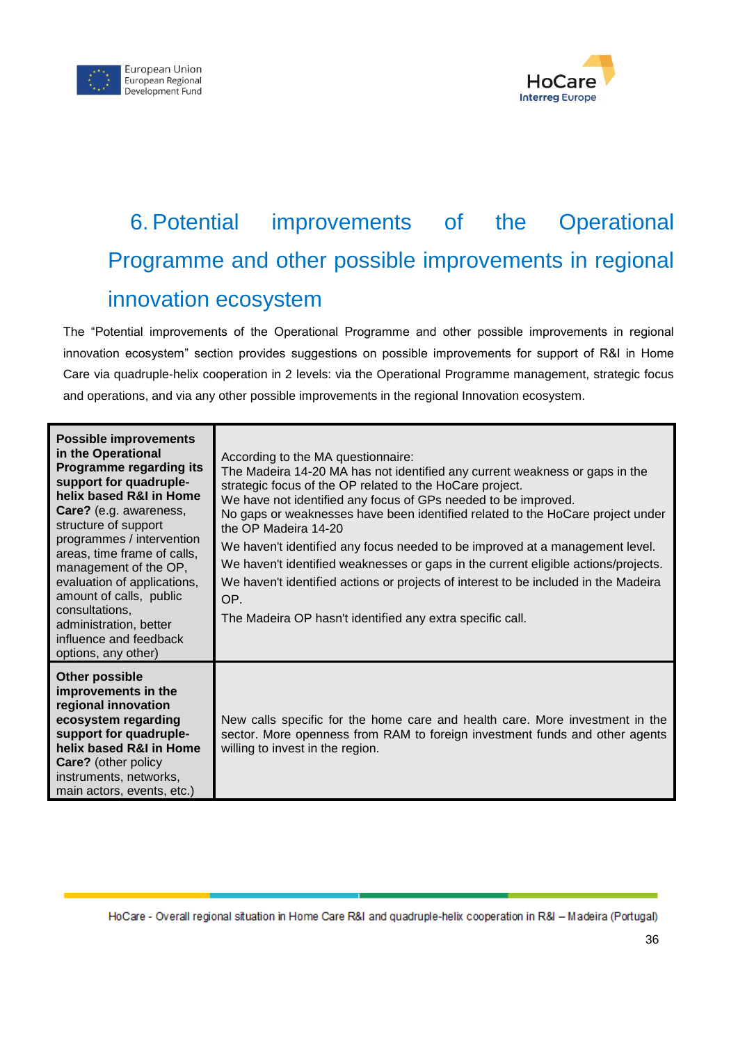# 6. Potential improvements of the Operational Programme and other possible improvements in regional innovation ecosystem

The "Potential improvements of the Operational Programme and other possible improvements in regional innovation ecosystem" section provides suggestions on possible improvements for support of R&I in Home Care via quadruple-helix cooperation in 2 levels: via the Operational Programme management, strategic focus and operations, and via any other possible improvements in the regional Innovation ecosystem.

| | |
|---|---|
| **Possible improvements in the Operational Programme regarding its support for quadruple-helix based R&I in Home Care?** (e.g. awareness, structure of support programmes / intervention areas, time frame of calls, management of the OP, evaluation of applications, amount of calls, public consultations, administration, better influence and feedback options, any other) | According to the MA questionnaire:<br>The Madeira 14-20 MA has not identified any current weakness or gaps in the strategic focus of the OP related to the HoCare project.<br>We have not identified any focus of GPs needed to be improved.<br>No gaps or weaknesses have been identified related to the HoCare project under the OP Madeira 14-20<br>We haven't identified any focus needed to be improved at a management level.<br>We haven't identified weaknesses or gaps in the current eligible actions/projects.<br>We haven't identified actions or projects of interest to be included in the Madeira OP.<br>The Madeira OP hasn't identified any extra specific call. |
| **Other possible improvements in the regional innovation ecosystem regarding support for quadruple-helix based R&I in Home Care?** (other policy instruments, networks, main actors, events, etc.) | New calls specific for the home care and health care. More investment in the sector. More openness from RAM to foreign investment funds and other agents willing to invest in the region. |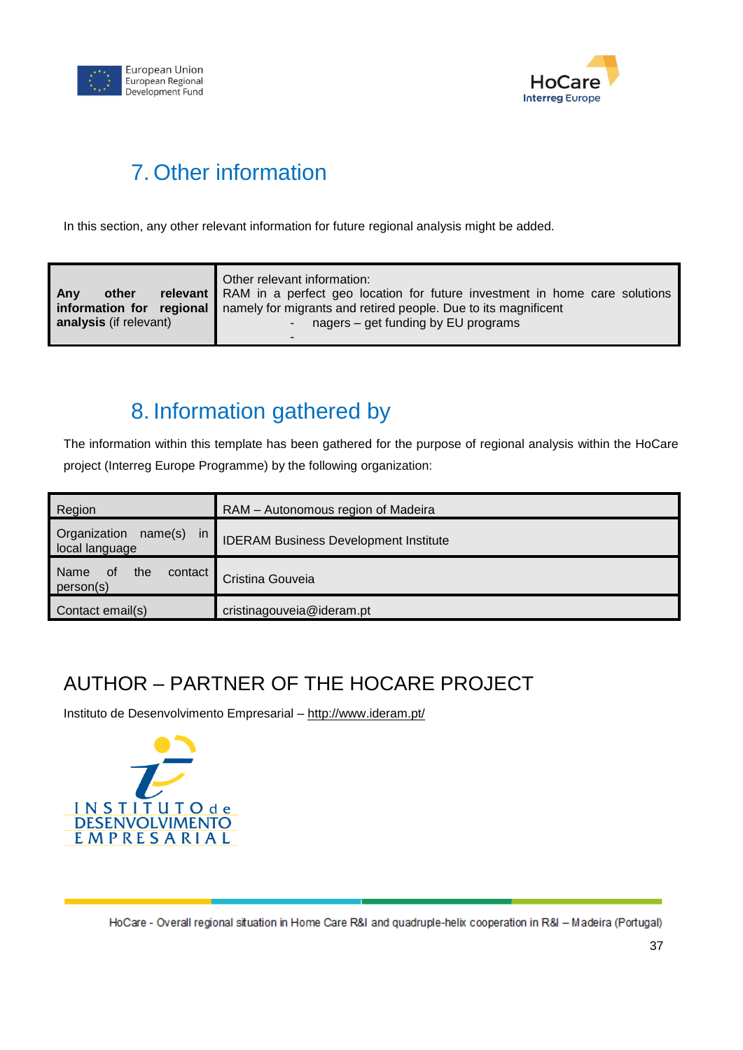# 7. Other information

In this section, any other relevant information for future regional analysis might be added.

| | |
|---|---|
| **Any other relevant information for regional analysis** (if relevant) | Other relevant information:<br>RAM in a perfect geo location for future investment in home care solutions namely for migrants and retired people. Due to its magnificent<br>- nagers – get funding by EU programs<br>- |

# 8. Information gathered by

The information within this template has been gathered for the purpose of regional analysis within the HoCare project (Interreg Europe Programme) by the following organization:

| | |
|---|---|
| Region | RAM – Autonomous region of Madeira |
| Organization name(s) in local language | IDERAM Business Development Institute |
| Name of the contact person(s) | Cristina Gouveia |
| Contact email(s) | cristinagouveia@ideram.pt |

# AUTHOR – PARTNER OF THE HOCARE PROJECT

Instituto de Desenvolvimento Empresarial – http://www.ideram.pt/

INSTITUTO de DESENVOLVIMENTO EMPRESARIAL